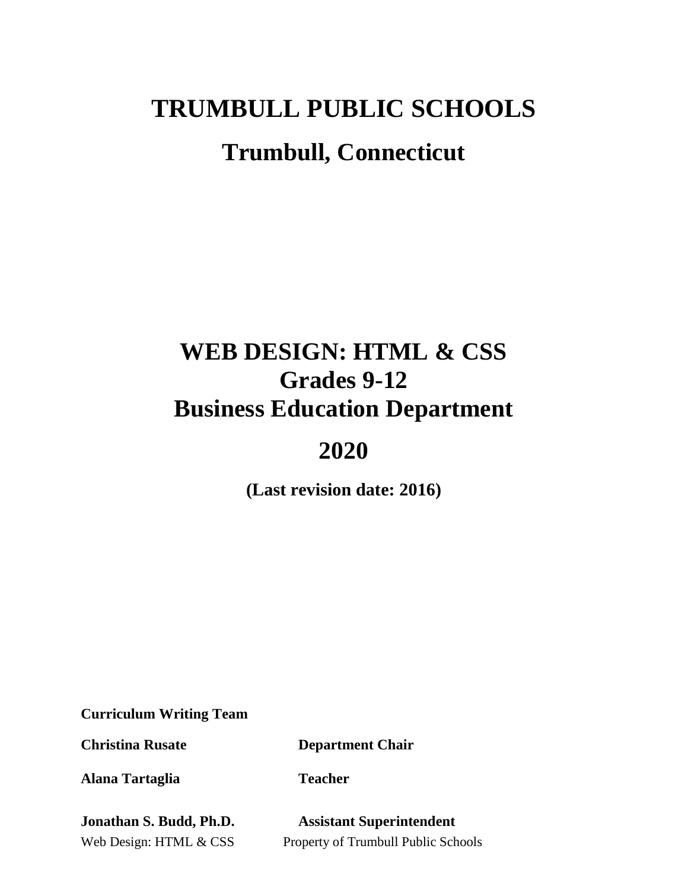# TRUMBULL PUBLIC SCHOOLS

## Trumbull, Connecticut

# WEB DESIGN: HTML & CSS
## Grades 9-12
## Business Education Department

## 2020

**(Last revision date: 2016)**

**Curriculum Writing Team**

| | |
|---|---|
| **Christina Rusate** | **Department Chair** |
| **Alana Tartaglia** | **Teacher** |
| **Jonathan S. Budd, Ph.D.** | **Assistant Superintendent** |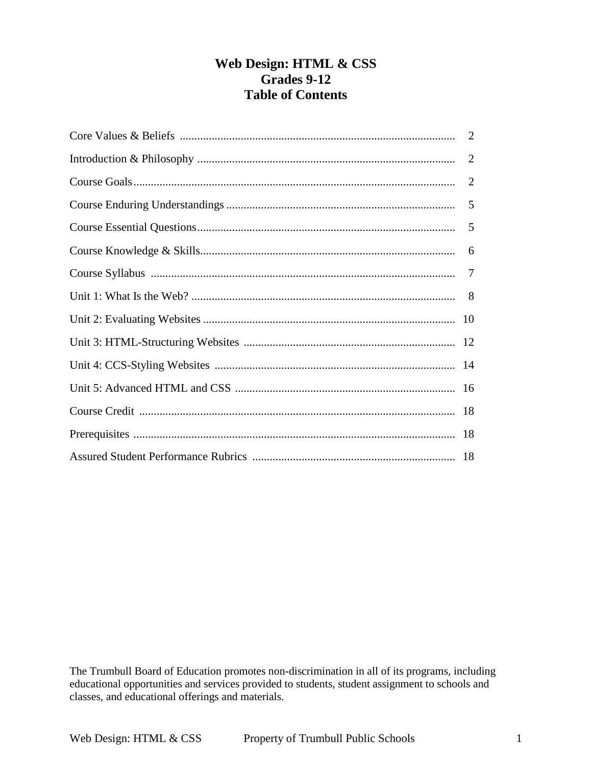# Web Design: HTML & CSS
## Grades 9-12
## Table of Contents

| | |
|---|---|
| Core Values & Beliefs | 2 |
| Introduction & Philosophy | 2 |
| Course Goals | 2 |
| Course Enduring Understandings | 5 |
| Course Essential Questions | 5 |
| Course Knowledge & Skills | 6 |
| Course Syllabus | 7 |
| Unit 1: What Is the Web? | 8 |
| Unit 2: Evaluating Websites | 10 |
| Unit 3: HTML-Structuring Websites | 12 |
| Unit 4: CCS-Styling Websites | 14 |
| Unit 5: Advanced HTML and CSS | 16 |
| Course Credit | 18 |
| Prerequisites | 18 |
| Assured Student Performance Rubrics | 18 |

The Trumbull Board of Education promotes non-discrimination in all of its programs, including educational opportunities and services provided to students, student assignment to schools and classes, and educational offerings and materials.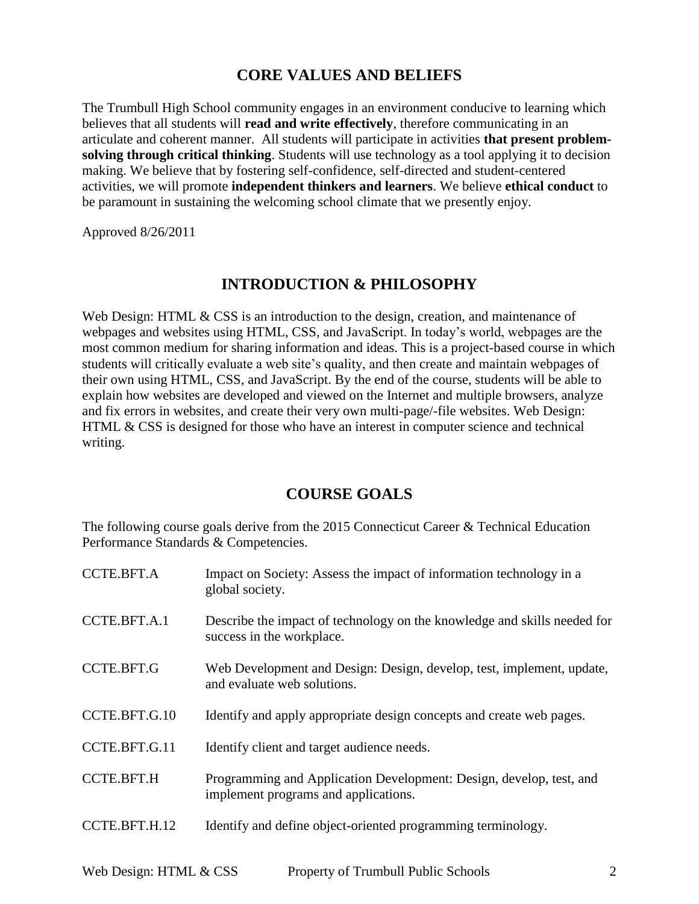## CORE VALUES AND BELIEFS

The Trumbull High School community engages in an environment conducive to learning which believes that all students will **read and write effectively**, therefore communicating in an articulate and coherent manner. All students will participate in activities **that present problem-solving through critical thinking**. Students will use technology as a tool applying it to decision making. We believe that by fostering self-confidence, self-directed and student-centered activities, we will promote **independent thinkers and learners**. We believe **ethical conduct** to be paramount in sustaining the welcoming school climate that we presently enjoy.

Approved 8/26/2011

## INTRODUCTION & PHILOSOPHY

Web Design: HTML & CSS is an introduction to the design, creation, and maintenance of webpages and websites using HTML, CSS, and JavaScript. In today's world, webpages are the most common medium for sharing information and ideas. This is a project-based course in which students will critically evaluate a web site's quality, and then create and maintain webpages of their own using HTML, CSS, and JavaScript. By the end of the course, students will be able to explain how websites are developed and viewed on the Internet and multiple browsers, analyze and fix errors in websites, and create their very own multi-page/-file websites. Web Design: HTML & CSS is designed for those who have an interest in computer science and technical writing.

## COURSE GOALS

The following course goals derive from the 2015 Connecticut Career & Technical Education Performance Standards & Competencies.

| | |
|---|---|
| CCTE.BFT.A | Impact on Society: Assess the impact of information technology in a global society. |
| CCTE.BFT.A.1 | Describe the impact of technology on the knowledge and skills needed for success in the workplace. |
| CCTE.BFT.G | Web Development and Design: Design, develop, test, implement, update, and evaluate web solutions. |
| CCTE.BFT.G.10 | Identify and apply appropriate design concepts and create web pages. |
| CCTE.BFT.G.11 | Identify client and target audience needs. |
| CCTE.BFT.H | Programming and Application Development: Design, develop, test, and implement programs and applications. |
| CCTE.BFT.H.12 | Identify and define object-oriented programming terminology. |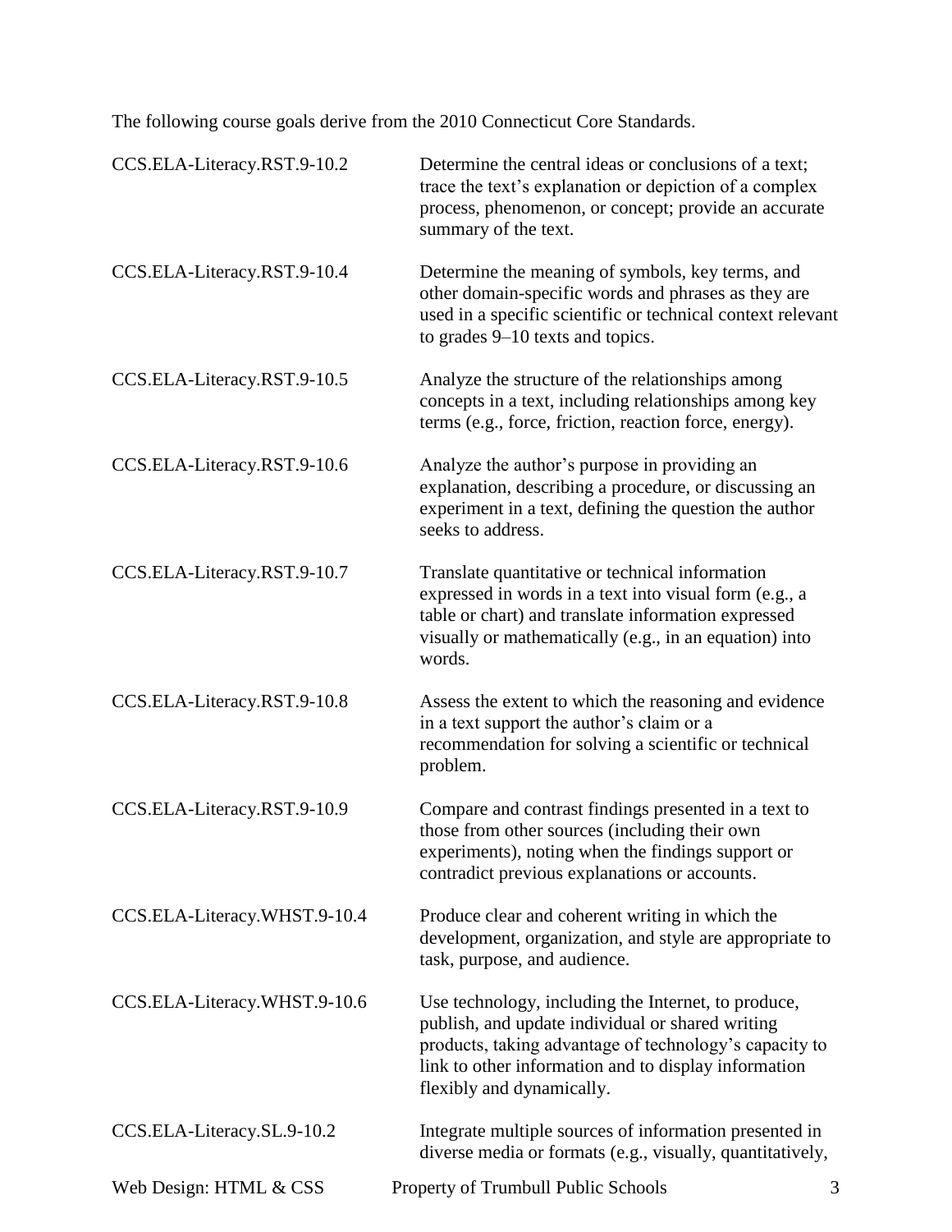The following course goals derive from the 2010 Connecticut Core Standards.

| | |
|---|---|
| CCS.ELA-Literacy.RST.9-10.2 | Determine the central ideas or conclusions of a text; trace the text's explanation or depiction of a complex process, phenomenon, or concept; provide an accurate summary of the text. |
| CCS.ELA-Literacy.RST.9-10.4 | Determine the meaning of symbols, key terms, and other domain-specific words and phrases as they are used in a specific scientific or technical context relevant to grades 9–10 texts and topics. |
| CCS.ELA-Literacy.RST.9-10.5 | Analyze the structure of the relationships among concepts in a text, including relationships among key terms (e.g., force, friction, reaction force, energy). |
| CCS.ELA-Literacy.RST.9-10.6 | Analyze the author's purpose in providing an explanation, describing a procedure, or discussing an experiment in a text, defining the question the author seeks to address. |
| CCS.ELA-Literacy.RST.9-10.7 | Translate quantitative or technical information expressed in words in a text into visual form (e.g., a table or chart) and translate information expressed visually or mathematically (e.g., in an equation) into words. |
| CCS.ELA-Literacy.RST.9-10.8 | Assess the extent to which the reasoning and evidence in a text support the author's claim or a recommendation for solving a scientific or technical problem. |
| CCS.ELA-Literacy.RST.9-10.9 | Compare and contrast findings presented in a text to those from other sources (including their own experiments), noting when the findings support or contradict previous explanations or accounts. |
| CCS.ELA-Literacy.WHST.9-10.4 | Produce clear and coherent writing in which the development, organization, and style are appropriate to task, purpose, and audience. |
| CCS.ELA-Literacy.WHST.9-10.6 | Use technology, including the Internet, to produce, publish, and update individual or shared writing products, taking advantage of technology's capacity to link to other information and to display information flexibly and dynamically. |
| CCS.ELA-Literacy.SL.9-10.2 | Integrate multiple sources of information presented in diverse media or formats (e.g., visually, quantitatively, |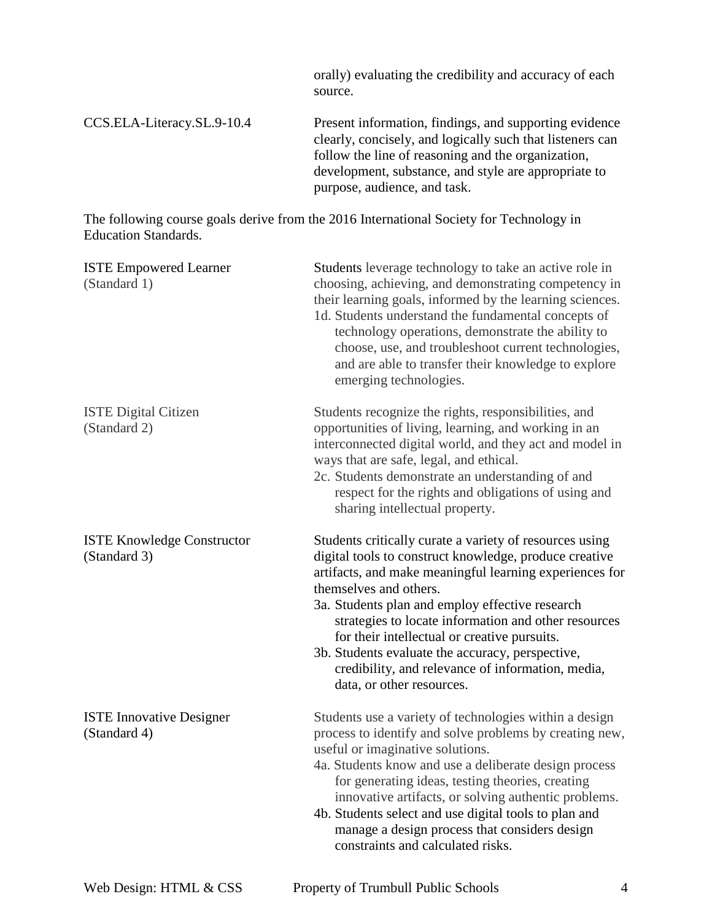| | |
|---|---|
| | orally) evaluating the credibility and accuracy of each source. |
| CCS.ELA-Literacy.SL.9-10.4 | Present information, findings, and supporting evidence clearly, concisely, and logically such that listeners can follow the line of reasoning and the organization, development, substance, and style are appropriate to purpose, audience, and task. |

The following course goals derive from the 2016 International Society for Technology in Education Standards.

| | |
|---|---|
| ISTE Empowered Learner (Standard 1) | Students leverage technology to take an active role in choosing, achieving, and demonstrating competency in their learning goals, informed by the learning sciences.<br>1d. Students understand the fundamental concepts of technology operations, demonstrate the ability to choose, use, and troubleshoot current technologies, and are able to transfer their knowledge to explore emerging technologies. |
| ISTE Digital Citizen (Standard 2) | Students recognize the rights, responsibilities, and opportunities of living, learning, and working in an interconnected digital world, and they act and model in ways that are safe, legal, and ethical.<br>2c. Students demonstrate an understanding of and respect for the rights and obligations of using and sharing intellectual property. |
| ISTE Knowledge Constructor (Standard 3) | Students critically curate a variety of resources using digital tools to construct knowledge, produce creative artifacts, and make meaningful learning experiences for themselves and others.<br>3a. Students plan and employ effective research strategies to locate information and other resources for their intellectual or creative pursuits.<br>3b. Students evaluate the accuracy, perspective, credibility, and relevance of information, media, data, or other resources. |
| ISTE Innovative Designer (Standard 4) | Students use a variety of technologies within a design process to identify and solve problems by creating new, useful or imaginative solutions.<br>4a. Students know and use a deliberate design process for generating ideas, testing theories, creating innovative artifacts, or solving authentic problems.<br>4b. Students select and use digital tools to plan and manage a design process that considers design constraints and calculated risks. |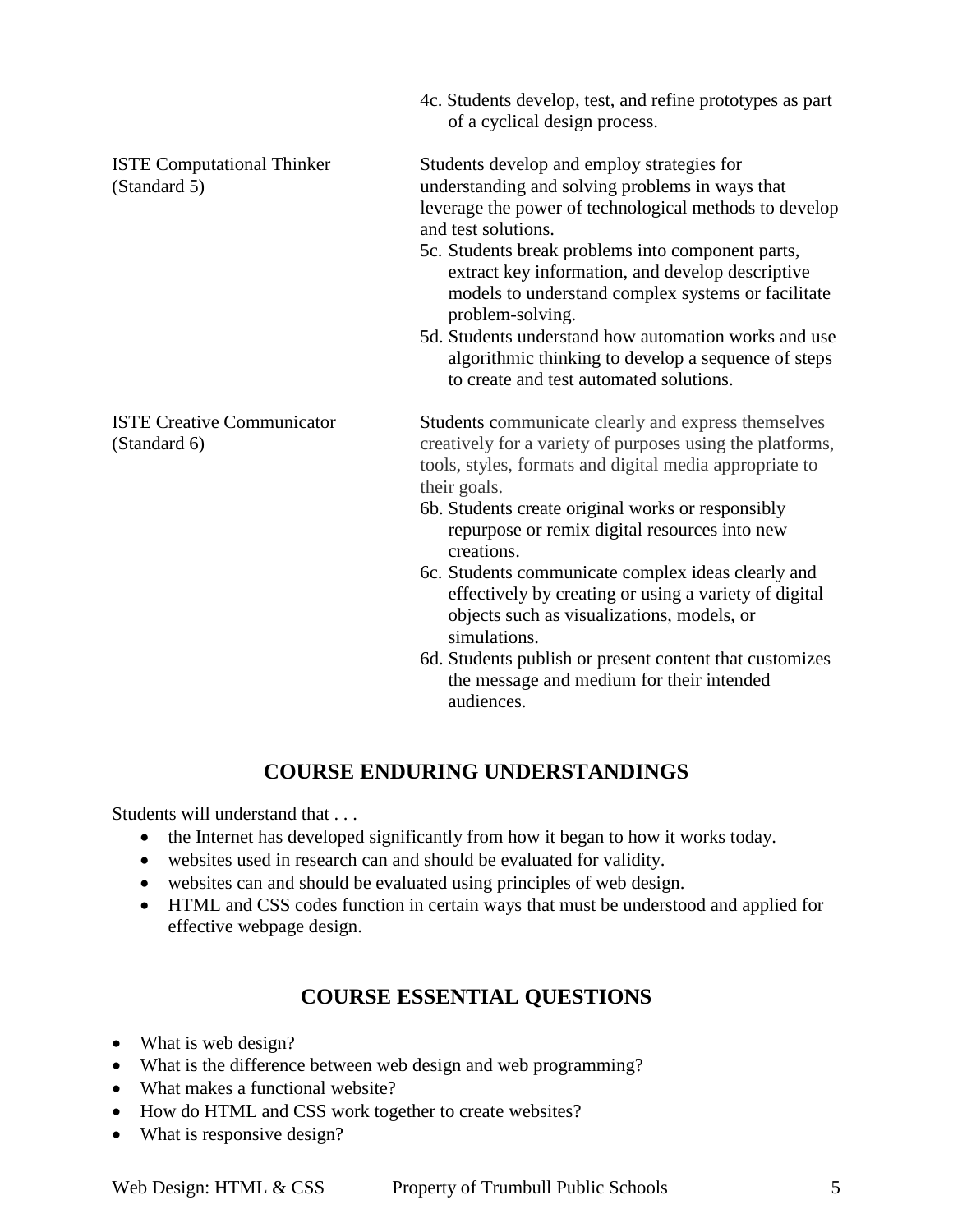|  |  |
|---|---|
|  | 4c. Students develop, test, and refine prototypes as part of a cyclical design process. |
| ISTE Computational Thinker (Standard 5) | Students develop and employ strategies for understanding and solving problems in ways that leverage the power of technological methods to develop and test solutions.<br>5c. Students break problems into component parts, extract key information, and develop descriptive models to understand complex systems or facilitate problem-solving.<br>5d. Students understand how automation works and use algorithmic thinking to develop a sequence of steps to create and test automated solutions. |
| ISTE Creative Communicator (Standard 6) | Students communicate clearly and express themselves creatively for a variety of purposes using the platforms, tools, styles, formats and digital media appropriate to their goals.<br>6b. Students create original works or responsibly repurpose or remix digital resources into new creations.<br>6c. Students communicate complex ideas clearly and effectively by creating or using a variety of digital objects such as visualizations, models, or simulations.<br>6d. Students publish or present content that customizes the message and medium for their intended audiences. |

## COURSE ENDURING UNDERSTANDINGS

Students will understand that . . .

- the Internet has developed significantly from how it began to how it works today.
- websites used in research can and should be evaluated for validity.
- websites can and should be evaluated using principles of web design.
- HTML and CSS codes function in certain ways that must be understood and applied for effective webpage design.

## COURSE ESSENTIAL QUESTIONS

- What is web design?
- What is the difference between web design and web programming?
- What makes a functional website?
- How do HTML and CSS work together to create websites?
- What is responsive design?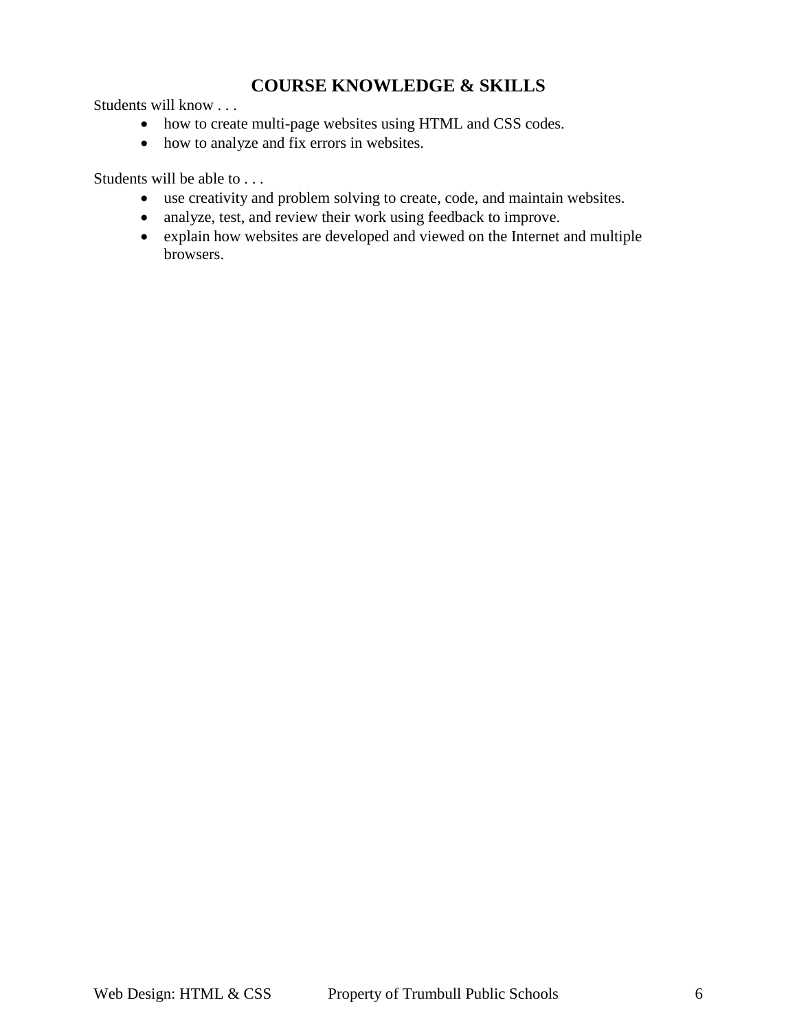## COURSE KNOWLEDGE & SKILLS

Students will know . . .

- how to create multi-page websites using HTML and CSS codes.
- how to analyze and fix errors in websites.

Students will be able to . . .

- use creativity and problem solving to create, code, and maintain websites.
- analyze, test, and review their work using feedback to improve.
- explain how websites are developed and viewed on the Internet and multiple browsers.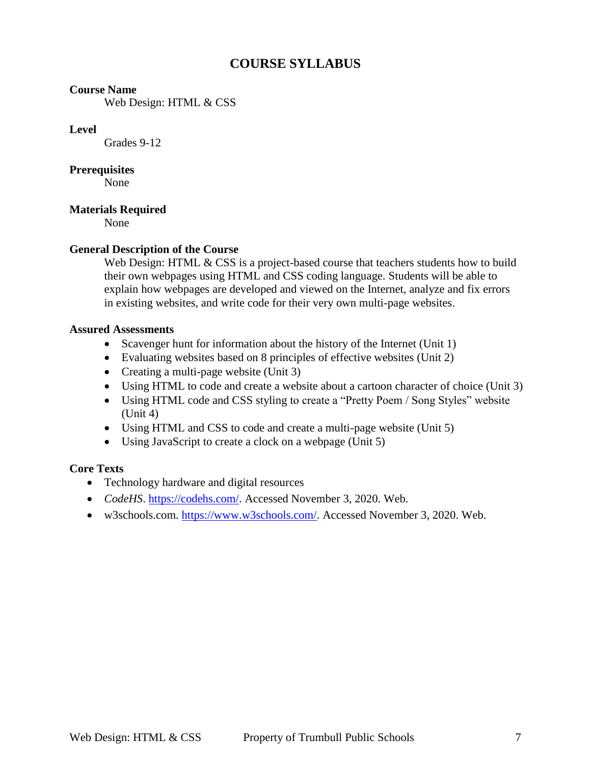# COURSE SYLLABUS

**Course Name**

Web Design: HTML & CSS

**Level**

Grades 9-12

**Prerequisites**

None

**Materials Required**

None

**General Description of the Course**

Web Design: HTML & CSS is a project-based course that teachers students how to build their own webpages using HTML and CSS coding language. Students will be able to explain how webpages are developed and viewed on the Internet, analyze and fix errors in existing websites, and write code for their very own multi-page websites.

**Assured Assessments**

- Scavenger hunt for information about the history of the Internet (Unit 1)
- Evaluating websites based on 8 principles of effective websites (Unit 2)
- Creating a multi-page website (Unit 3)
- Using HTML to code and create a website about a cartoon character of choice (Unit 3)
- Using HTML code and CSS styling to create a "Pretty Poem / Song Styles" website (Unit 4)
- Using HTML and CSS to code and create a multi-page website (Unit 5)
- Using JavaScript to create a clock on a webpage (Unit 5)

**Core Texts**

- Technology hardware and digital resources
- *CodeHS*. https://codehs.com/. Accessed November 3, 2020. Web.
- w3schools.com. https://www.w3schools.com/. Accessed November 3, 2020. Web.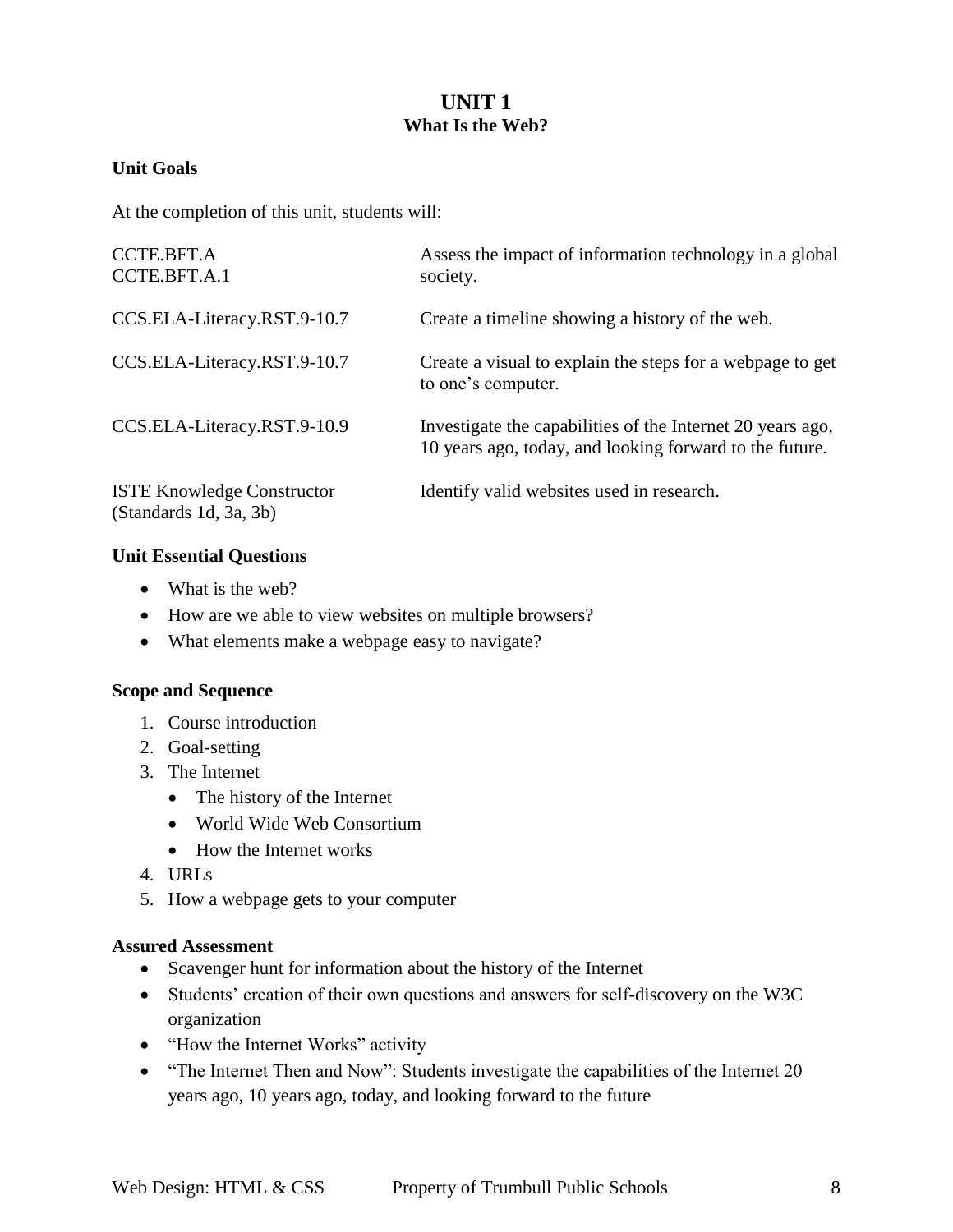# UNIT 1
## What Is the Web?

### Unit Goals

At the completion of this unit, students will:

| | |
|---|---|
| CCTE.BFT.A<br>CCTE.BFT.A.1 | Assess the impact of information technology in a global society. |
| CCS.ELA-Literacy.RST.9-10.7 | Create a timeline showing a history of the web. |
| CCS.ELA-Literacy.RST.9-10.7 | Create a visual to explain the steps for a webpage to get to one's computer. |
| CCS.ELA-Literacy.RST.9-10.9 | Investigate the capabilities of the Internet 20 years ago, 10 years ago, today, and looking forward to the future. |
| ISTE Knowledge Constructor (Standards 1d, 3a, 3b) | Identify valid websites used in research. |

### Unit Essential Questions

- What is the web?
- How are we able to view websites on multiple browsers?
- What elements make a webpage easy to navigate?

### Scope and Sequence

1. Course introduction
2. Goal-setting
3. The Internet
   - The history of the Internet
   - World Wide Web Consortium
   - How the Internet works
4. URLs
5. How a webpage gets to your computer

### Assured Assessment

- Scavenger hunt for information about the history of the Internet
- Students' creation of their own questions and answers for self-discovery on the W3C organization
- "How the Internet Works" activity
- "The Internet Then and Now": Students investigate the capabilities of the Internet 20 years ago, 10 years ago, today, and looking forward to the future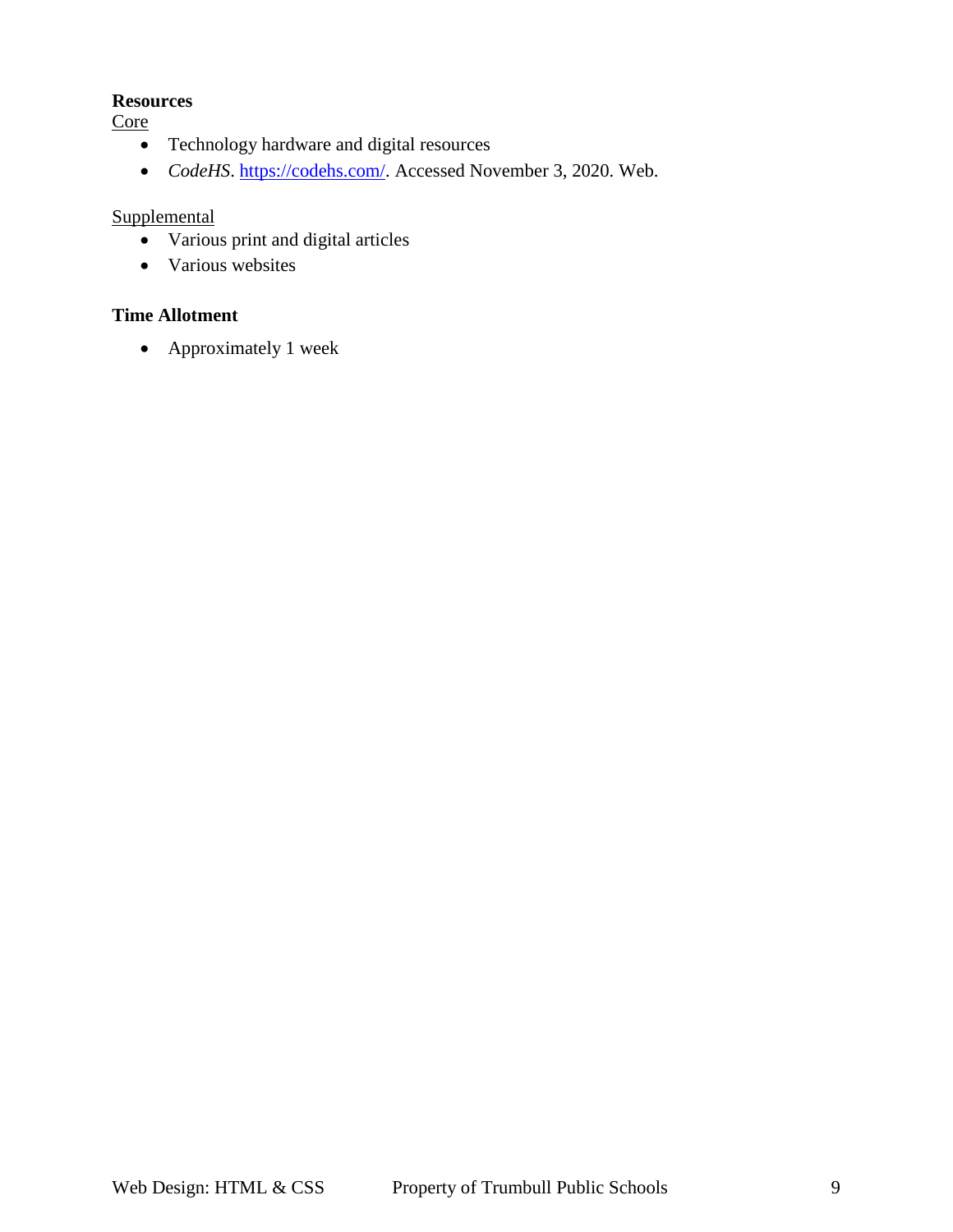**Resources**

Core

- Technology hardware and digital resources
- *CodeHS*. https://codehs.com/. Accessed November 3, 2020. Web.

Supplemental

- Various print and digital articles
- Various websites

**Time Allotment**

- Approximately 1 week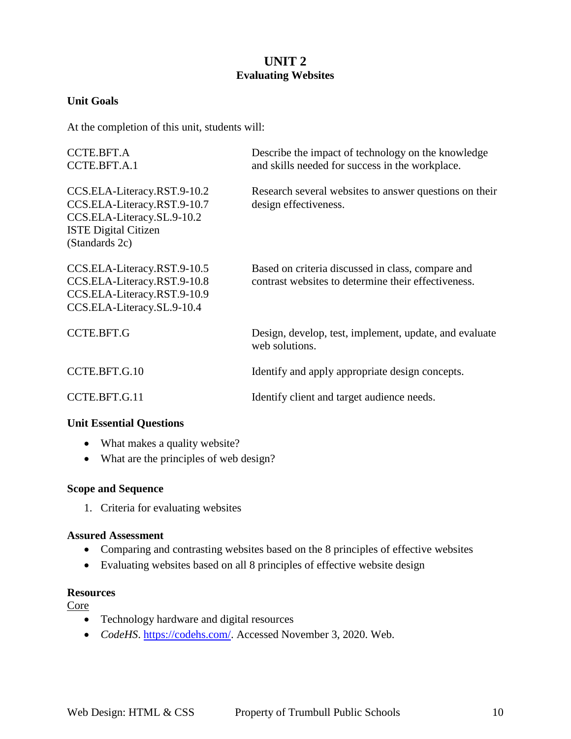# UNIT 2
## Evaluating Websites

**Unit Goals**

At the completion of this unit, students will:

| | |
|---|---|
| CCTE.BFT.A<br>CCTE.BFT.A.1 | Describe the impact of technology on the knowledge and skills needed for success in the workplace. |
| CCS.ELA-Literacy.RST.9-10.2<br>CCS.ELA-Literacy.RST.9-10.7<br>CCS.ELA-Literacy.SL.9-10.2<br>ISTE Digital Citizen (Standards 2c) | Research several websites to answer questions on their design effectiveness. |
| CCS.ELA-Literacy.RST.9-10.5<br>CCS.ELA-Literacy.RST.9-10.8<br>CCS.ELA-Literacy.RST.9-10.9<br>CCS.ELA-Literacy.SL.9-10.4 | Based on criteria discussed in class, compare and contrast websites to determine their effectiveness. |
| CCTE.BFT.G | Design, develop, test, implement, update, and evaluate web solutions. |
| CCTE.BFT.G.10 | Identify and apply appropriate design concepts. |
| CCTE.BFT.G.11 | Identify client and target audience needs. |

**Unit Essential Questions**

- What makes a quality website?
- What are the principles of web design?

**Scope and Sequence**

1. Criteria for evaluating websites

**Assured Assessment**

- Comparing and contrasting websites based on the 8 principles of effective websites
- Evaluating websites based on all 8 principles of effective website design

**Resources**

Core

- Technology hardware and digital resources
- *CodeHS*. https://codehs.com/. Accessed November 3, 2020. Web.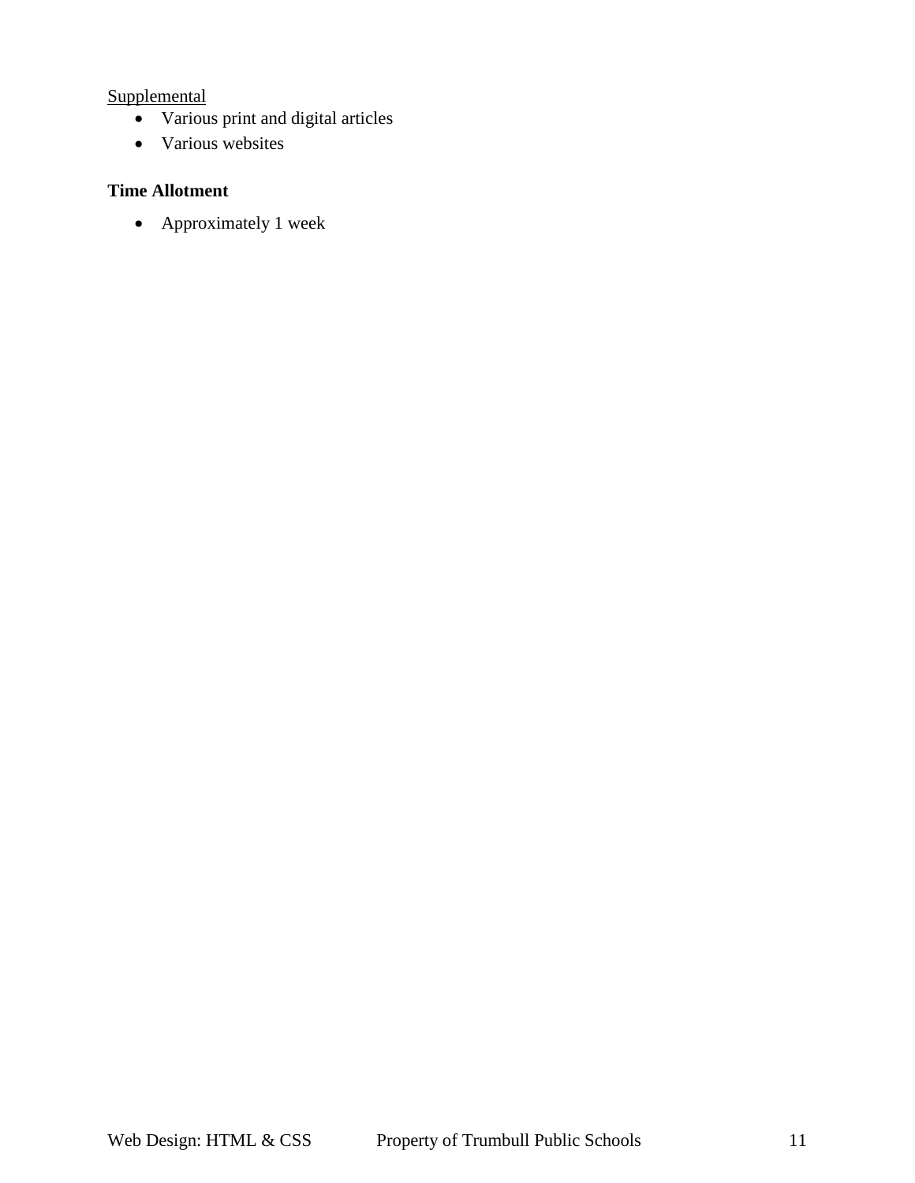Supplemental

- Various print and digital articles
- Various websites

**Time Allotment**

- Approximately 1 week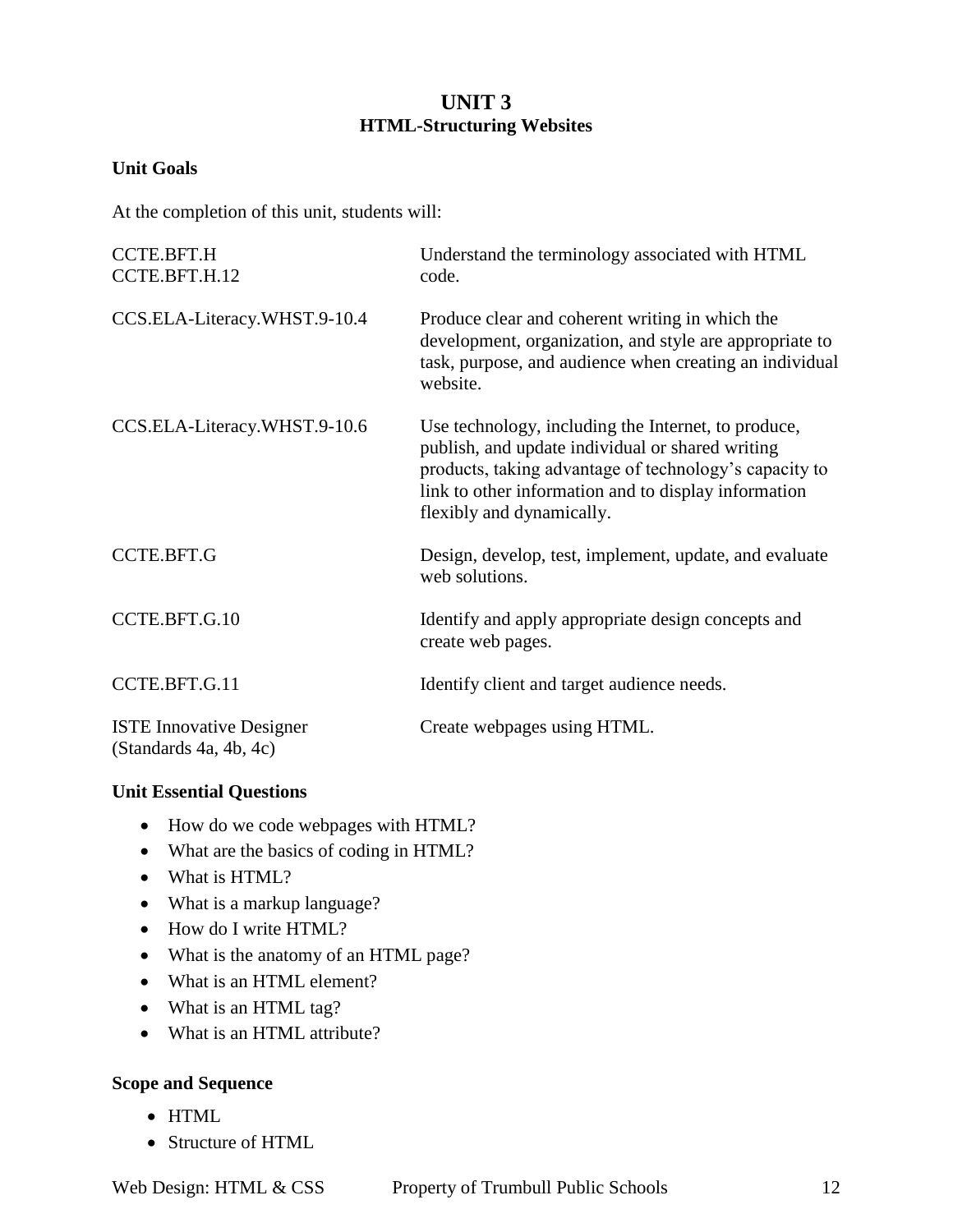# UNIT 3
## HTML-Structuring Websites

**Unit Goals**

At the completion of this unit, students will:

| | |
|---|---|
| CCTE.BFT.H<br>CCTE.BFT.H.12 | Understand the terminology associated with HTML code. |
| CCS.ELA-Literacy.WHST.9-10.4 | Produce clear and coherent writing in which the development, organization, and style are appropriate to task, purpose, and audience when creating an individual website. |
| CCS.ELA-Literacy.WHST.9-10.6 | Use technology, including the Internet, to produce, publish, and update individual or shared writing products, taking advantage of technology's capacity to link to other information and to display information flexibly and dynamically. |
| CCTE.BFT.G | Design, develop, test, implement, update, and evaluate web solutions. |
| CCTE.BFT.G.10 | Identify and apply appropriate design concepts and create web pages. |
| CCTE.BFT.G.11 | Identify client and target audience needs. |
| ISTE Innovative Designer (Standards 4a, 4b, 4c) | Create webpages using HTML. |

**Unit Essential Questions**

- How do we code webpages with HTML?
- What are the basics of coding in HTML?
- What is HTML?
- What is a markup language?
- How do I write HTML?
- What is the anatomy of an HTML page?
- What is an HTML element?
- What is an HTML tag?
- What is an HTML attribute?

**Scope and Sequence**

- HTML
- Structure of HTML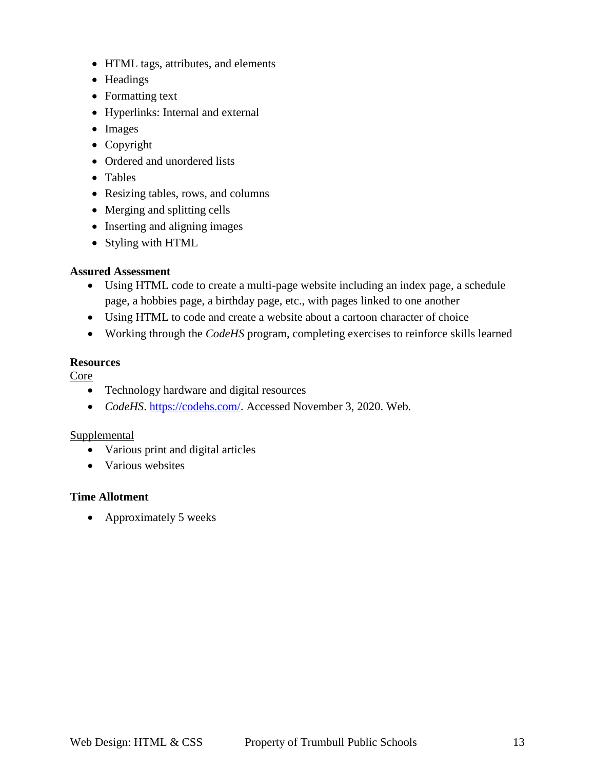- HTML tags, attributes, and elements
- Headings
- Formatting text
- Hyperlinks: Internal and external
- Images
- Copyright
- Ordered and unordered lists
- Tables
- Resizing tables, rows, and columns
- Merging and splitting cells
- Inserting and aligning images
- Styling with HTML

**Assured Assessment**

- Using HTML code to create a multi-page website including an index page, a schedule page, a hobbies page, a birthday page, etc., with pages linked to one another
- Using HTML to code and create a website about a cartoon character of choice
- Working through the *CodeHS* program, completing exercises to reinforce skills learned

**Resources**

Core

- Technology hardware and digital resources
- *CodeHS*. [https://codehs.com/](https://codehs.com/). Accessed November 3, 2020. Web.

Supplemental

- Various print and digital articles
- Various websites

**Time Allotment**

- Approximately 5 weeks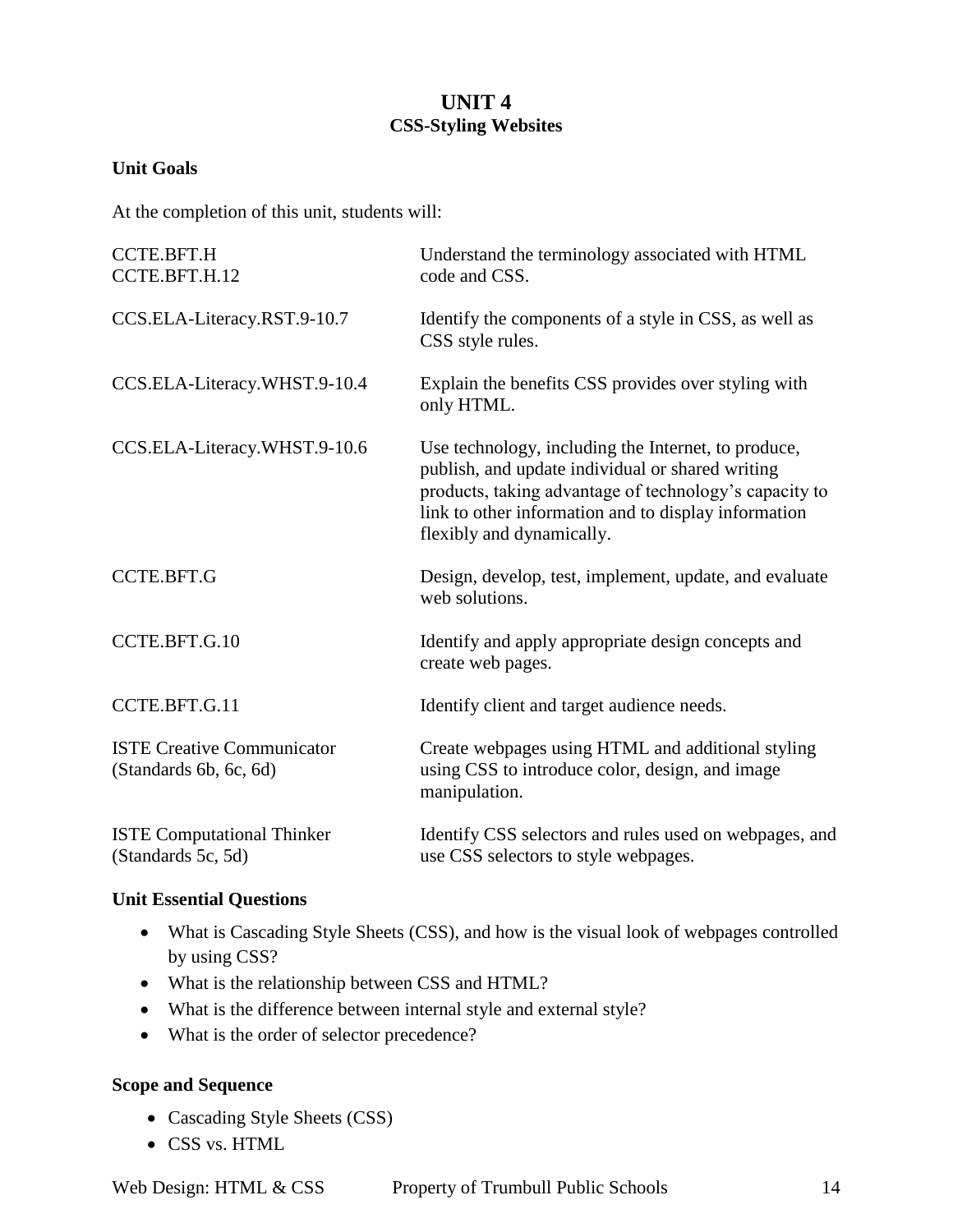# UNIT 4
## CSS-Styling Websites

**Unit Goals**

At the completion of this unit, students will:

| | |
|---|---|
| CCTE.BFT.H<br>CCTE.BFT.H.12 | Understand the terminology associated with HTML code and CSS. |
| CCS.ELA-Literacy.RST.9-10.7 | Identify the components of a style in CSS, as well as CSS style rules. |
| CCS.ELA-Literacy.WHST.9-10.4 | Explain the benefits CSS provides over styling with only HTML. |
| CCS.ELA-Literacy.WHST.9-10.6 | Use technology, including the Internet, to produce, publish, and update individual or shared writing products, taking advantage of technology's capacity to link to other information and to display information flexibly and dynamically. |
| CCTE.BFT.G | Design, develop, test, implement, update, and evaluate web solutions. |
| CCTE.BFT.G.10 | Identify and apply appropriate design concepts and create web pages. |
| CCTE.BFT.G.11 | Identify client and target audience needs. |
| ISTE Creative Communicator<br>(Standards 6b, 6c, 6d) | Create webpages using HTML and additional styling using CSS to introduce color, design, and image manipulation. |
| ISTE Computational Thinker<br>(Standards 5c, 5d) | Identify CSS selectors and rules used on webpages, and use CSS selectors to style webpages. |

**Unit Essential Questions**

- What is Cascading Style Sheets (CSS), and how is the visual look of webpages controlled by using CSS?
- What is the relationship between CSS and HTML?
- What is the difference between internal style and external style?
- What is the order of selector precedence?

**Scope and Sequence**

- Cascading Style Sheets (CSS)
- CSS vs. HTML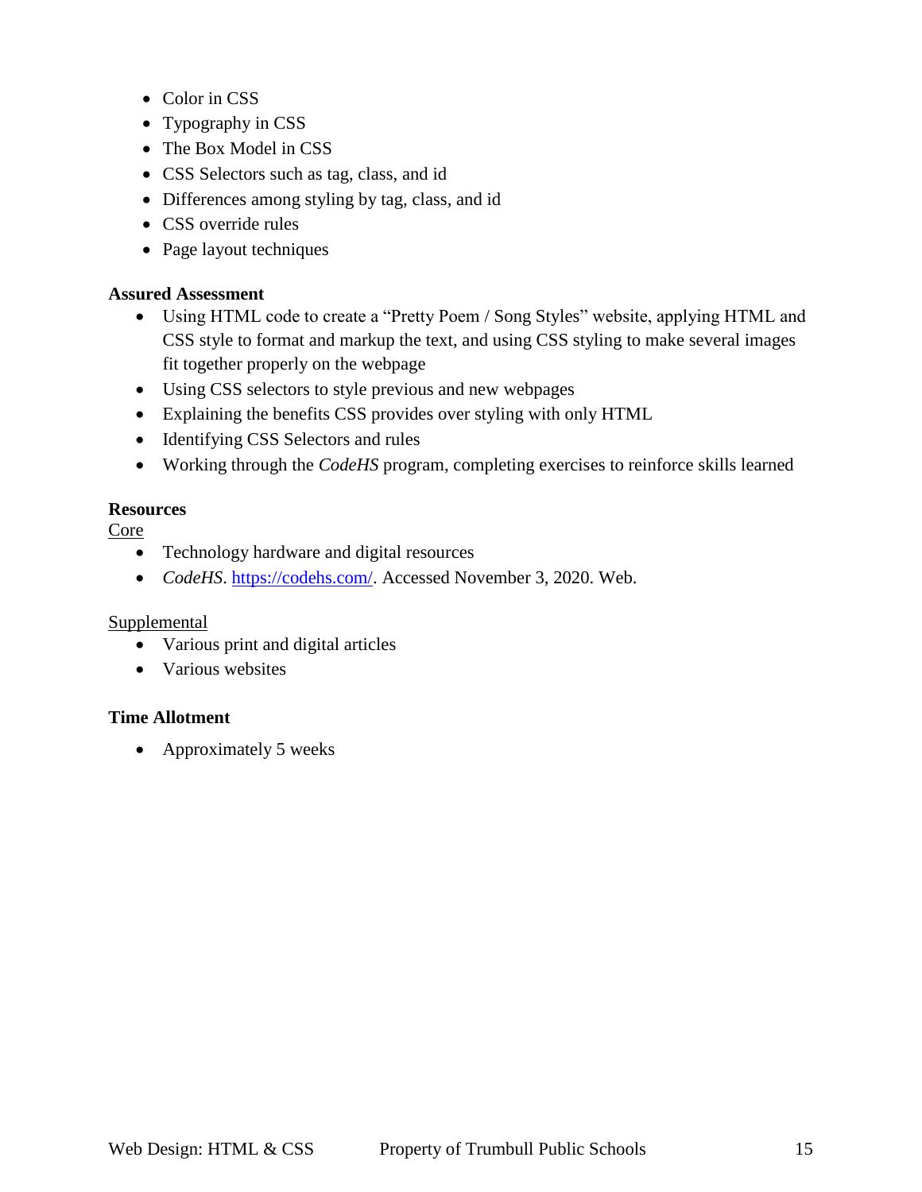- Color in CSS
- Typography in CSS
- The Box Model in CSS
- CSS Selectors such as tag, class, and id
- Differences among styling by tag, class, and id
- CSS override rules
- Page layout techniques

**Assured Assessment**

- Using HTML code to create a "Pretty Poem / Song Styles" website, applying HTML and CSS style to format and markup the text, and using CSS styling to make several images fit together properly on the webpage
- Using CSS selectors to style previous and new webpages
- Explaining the benefits CSS provides over styling with only HTML
- Identifying CSS Selectors and rules
- Working through the *CodeHS* program, completing exercises to reinforce skills learned

**Resources**

Core

- Technology hardware and digital resources
- *CodeHS*. https://codehs.com/. Accessed November 3, 2020. Web.

Supplemental

- Various print and digital articles
- Various websites

**Time Allotment**

- Approximately 5 weeks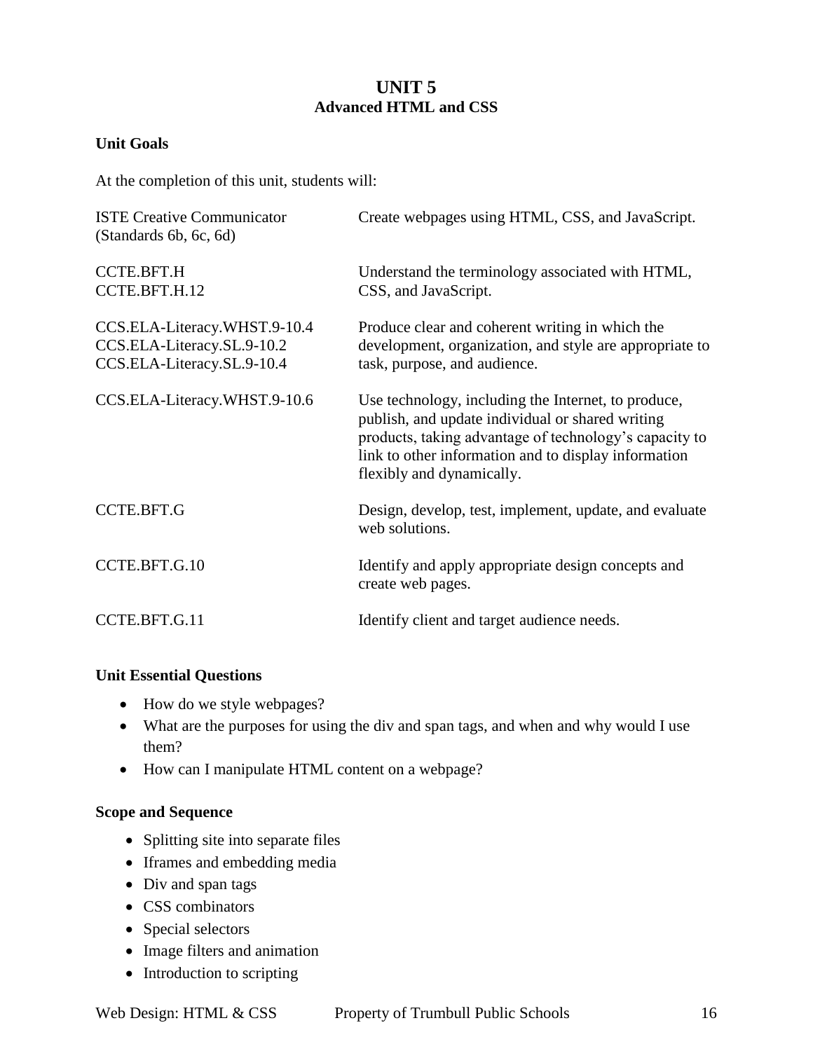# UNIT 5
## Advanced HTML and CSS

**Unit Goals**

At the completion of this unit, students will:

| | |
|---|---|
| ISTE Creative Communicator (Standards 6b, 6c, 6d) | Create webpages using HTML, CSS, and JavaScript. |
| CCTE.BFT.H<br>CCTE.BFT.H.12 | Understand the terminology associated with HTML, CSS, and JavaScript. |
| CCS.ELA-Literacy.WHST.9-10.4<br>CCS.ELA-Literacy.SL.9-10.2<br>CCS.ELA-Literacy.SL.9-10.4 | Produce clear and coherent writing in which the development, organization, and style are appropriate to task, purpose, and audience. |
| CCS.ELA-Literacy.WHST.9-10.6 | Use technology, including the Internet, to produce, publish, and update individual or shared writing products, taking advantage of technology's capacity to link to other information and to display information flexibly and dynamically. |
| CCTE.BFT.G | Design, develop, test, implement, update, and evaluate web solutions. |
| CCTE.BFT.G.10 | Identify and apply appropriate design concepts and create web pages. |
| CCTE.BFT.G.11 | Identify client and target audience needs. |

**Unit Essential Questions**

- How do we style webpages?
- What are the purposes for using the div and span tags, and when and why would I use them?
- How can I manipulate HTML content on a webpage?

**Scope and Sequence**

- Splitting site into separate files
- Iframes and embedding media
- Div and span tags
- CSS combinators
- Special selectors
- Image filters and animation
- Introduction to scripting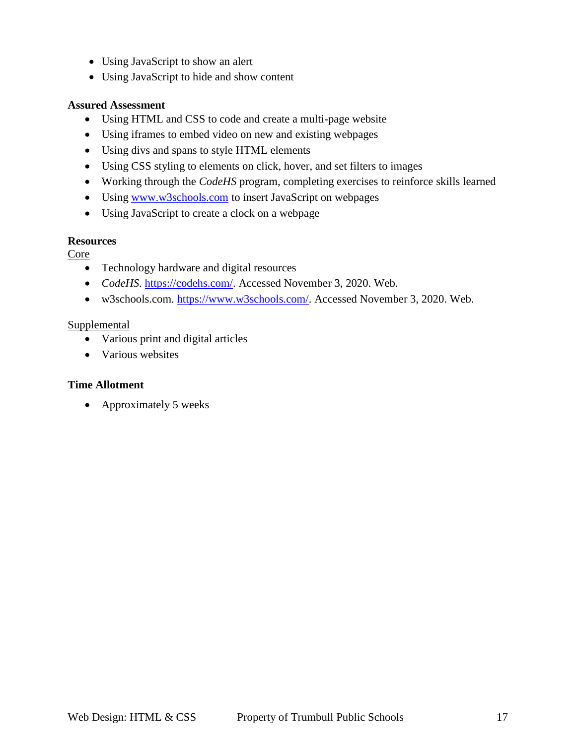- Using JavaScript to show an alert
- Using JavaScript to hide and show content

**Assured Assessment**

- Using HTML and CSS to code and create a multi-page website
- Using iframes to embed video on new and existing webpages
- Using divs and spans to style HTML elements
- Using CSS styling to elements on click, hover, and set filters to images
- Working through the *CodeHS* program, completing exercises to reinforce skills learned
- Using [www.w3schools.com](www.w3schools.com) to insert JavaScript on webpages
- Using JavaScript to create a clock on a webpage

**Resources**

Core

- Technology hardware and digital resources
- *CodeHS*. [https://codehs.com/](https://codehs.com/). Accessed November 3, 2020. Web.
- w3schools.com. [https://www.w3schools.com/](https://www.w3schools.com/). Accessed November 3, 2020. Web.

Supplemental

- Various print and digital articles
- Various websites

**Time Allotment**

- Approximately 5 weeks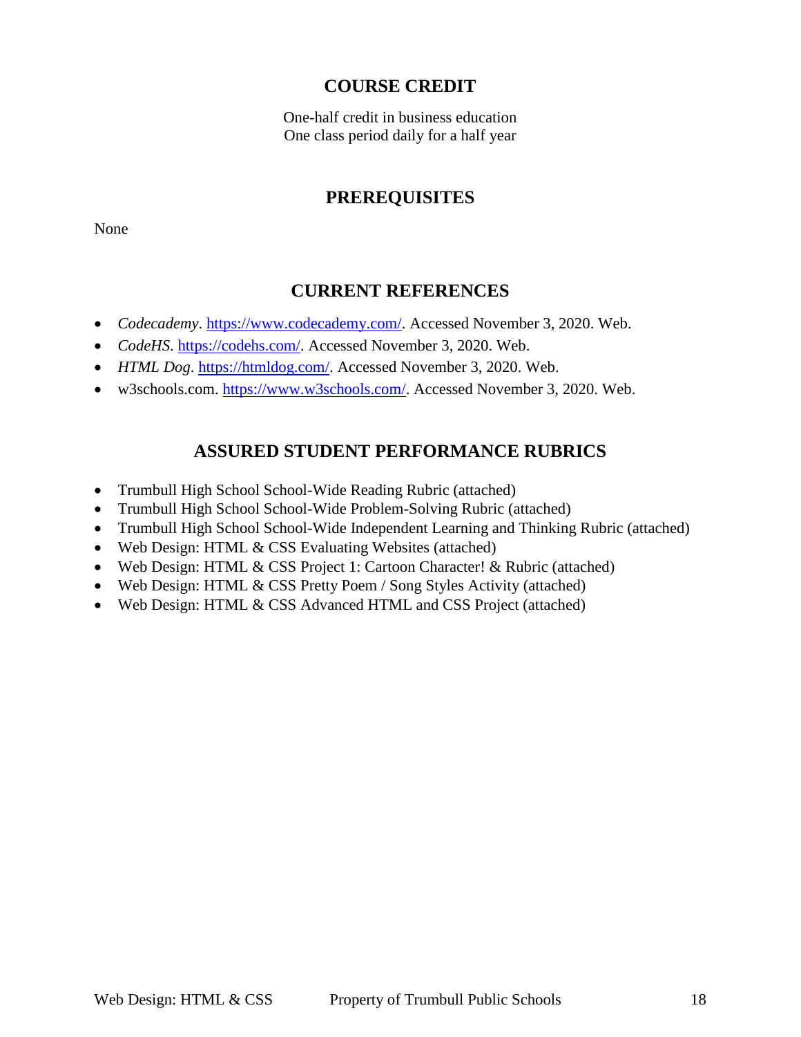## COURSE CREDIT

One-half credit in business education
One class period daily for a half year

## PREREQUISITES

None

## CURRENT REFERENCES

- *Codecademy*. https://www.codecademy.com/. Accessed November 3, 2020. Web.
- *CodeHS*. https://codehs.com/. Accessed November 3, 2020. Web.
- *HTML Dog*. https://htmldog.com/. Accessed November 3, 2020. Web.
- w3schools.com. https://www.w3schools.com/. Accessed November 3, 2020. Web.

## ASSURED STUDENT PERFORMANCE RUBRICS

- Trumbull High School School-Wide Reading Rubric (attached)
- Trumbull High School School-Wide Problem-Solving Rubric (attached)
- Trumbull High School School-Wide Independent Learning and Thinking Rubric (attached)
- Web Design: HTML & CSS Evaluating Websites (attached)
- Web Design: HTML & CSS Project 1: Cartoon Character! & Rubric (attached)
- Web Design: HTML & CSS Pretty Poem / Song Styles Activity (attached)
- Web Design: HTML & CSS Advanced HTML and CSS Project (attached)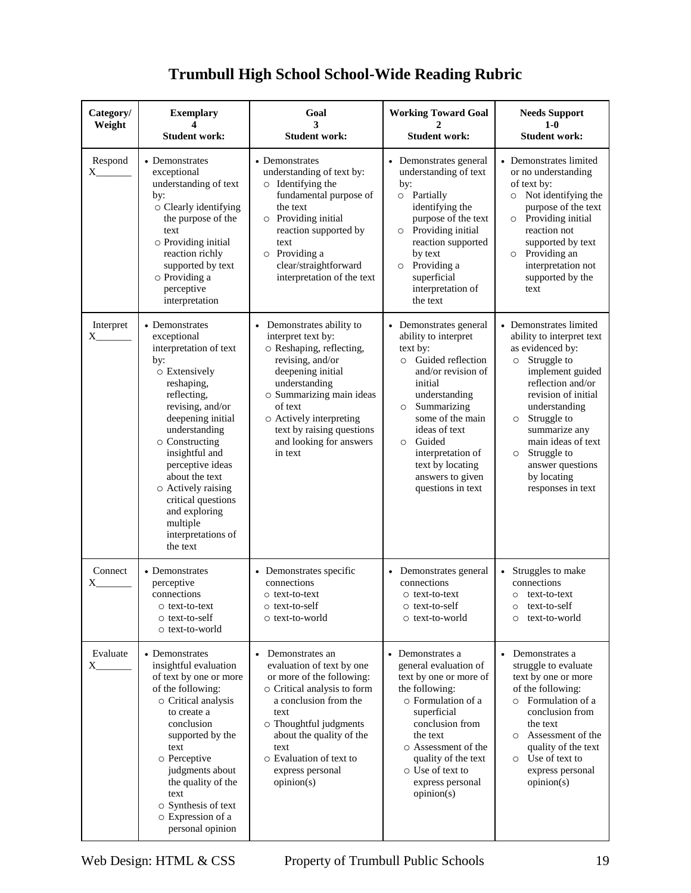# Trumbull High School School-Wide Reading Rubric

| Category/ Weight | Exemplary 4 Student work: | Goal 3 Student work: | Working Toward Goal 2 Student work: | Needs Support 1-0 Student work: |
|---|---|---|---|---|
| Respond X_______ | • Demonstrates exceptional understanding of text by:<br>○ Clearly identifying the purpose of the text<br>○ Providing initial reaction richly supported by text<br>○ Providing a perceptive interpretation | • Demonstrates understanding of text by:<br>○ Identifying the fundamental purpose of the text<br>○ Providing initial reaction supported by text<br>○ Providing a clear/straightforward interpretation of the text | • Demonstrates general understanding of text by:<br>○ Partially identifying the purpose of the text<br>○ Providing initial reaction supported by text<br>○ Providing a superficial interpretation of the text | • Demonstrates limited or no understanding of text by:<br>○ Not identifying the purpose of the text<br>○ Providing initial reaction not supported by text<br>○ Providing an interpretation not supported by the text |
| Interpret X_______ | • Demonstrates exceptional interpretation of text by:<br>○ Extensively reshaping, reflecting, revising, and/or deepening initial understanding<br>○ Constructing insightful and perceptive ideas about the text<br>○ Actively raising critical questions and exploring multiple interpretations of the text | • Demonstrates ability to interpret text by:<br>○ Reshaping, reflecting, revising, and/or deepening initial understanding<br>○ Summarizing main ideas of text<br>○ Actively interpreting text by raising questions and looking for answers in text | • Demonstrates general ability to interpret text by:<br>○ Guided reflection and/or revision of initial understanding<br>○ Summarizing some of the main ideas of text<br>○ Guided interpretation of text by locating answers to given questions in text | • Demonstrates limited ability to interpret text as evidenced by:<br>○ Struggle to implement guided reflection and/or revision of initial understanding<br>○ Struggle to summarize any main ideas of text<br>○ Struggle to answer questions by locating responses in text |
| Connect X_______ | • Demonstrates perceptive connections<br>○ text-to-text<br>○ text-to-self<br>○ text-to-world | • Demonstrates specific connections<br>○ text-to-text<br>○ text-to-self<br>○ text-to-world | • Demonstrates general connections<br>○ text-to-text<br>○ text-to-self<br>○ text-to-world | • Struggles to make connections<br>○ text-to-text<br>○ text-to-self<br>○ text-to-world |
| Evaluate X_______ | • Demonstrates insightful evaluation of text by one or more of the following:<br>○ Critical analysis to create a conclusion supported by the text<br>○ Perceptive judgments about the quality of the text<br>○ Synthesis of text<br>○ Expression of a personal opinion | • Demonstrates an evaluation of text by one or more of the following:<br>○ Critical analysis to form a conclusion from the text<br>○ Thoughtful judgments about the quality of the text<br>○ Evaluation of text to express personal opinion(s) | • Demonstrates a general evaluation of text by one or more of the following:<br>○ Formulation of a superficial conclusion from the text<br>○ Assessment of the quality of the text<br>○ Use of text to express personal opinion(s) | • Demonstrates a struggle to evaluate text by one or more of the following:<br>○ Formulation of a conclusion from the text<br>○ Assessment of the quality of the text<br>○ Use of text to express personal opinion(s) |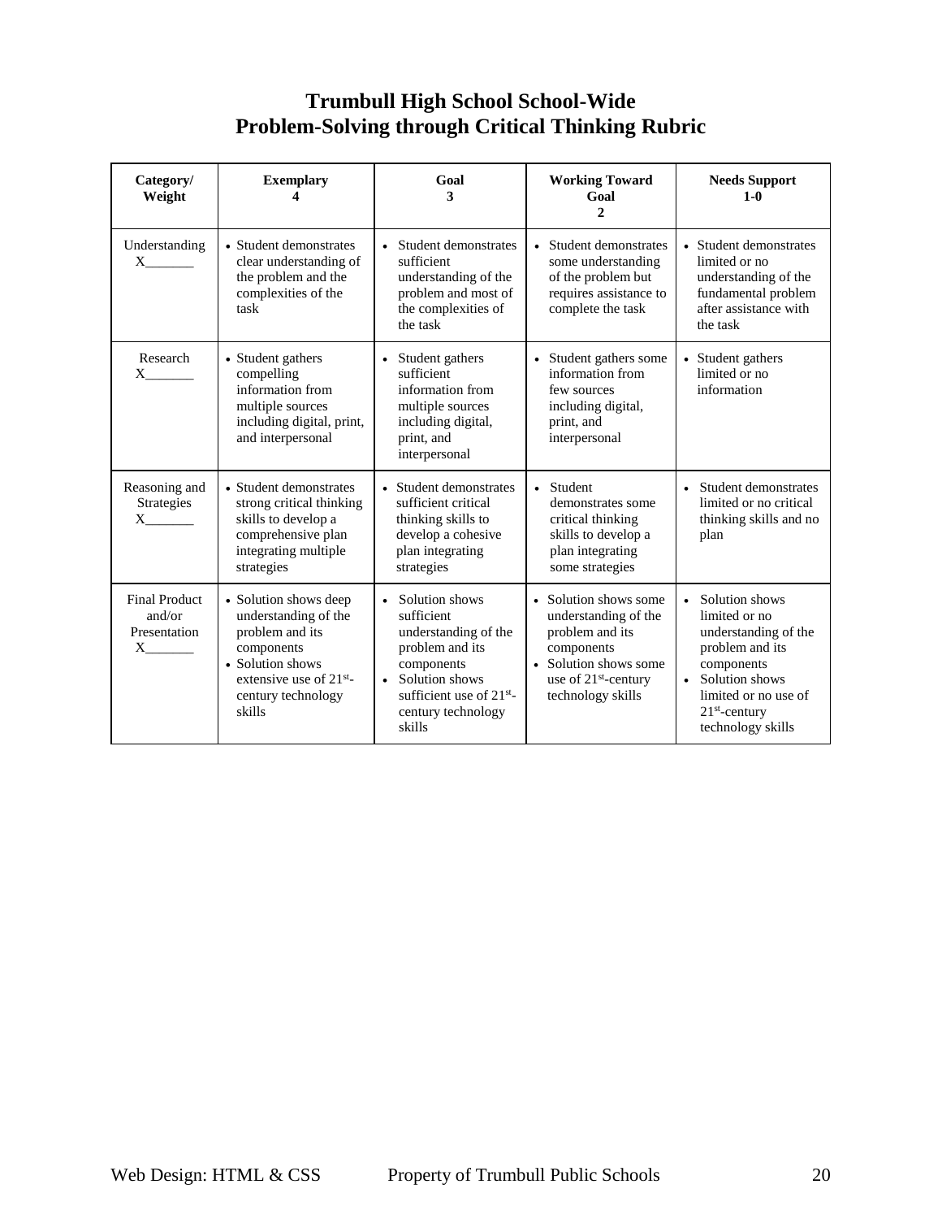# Trumbull High School School-Wide Problem-Solving through Critical Thinking Rubric

| Category/ Weight | Exemplary 4 | Goal 3 | Working Toward Goal 2 | Needs Support 1-0 |
|---|---|---|---|---|
| Understanding X_______ | • Student demonstrates clear understanding of the problem and the complexities of the task | • Student demonstrates sufficient understanding of the problem and most of the complexities of the task | • Student demonstrates some understanding of the problem but requires assistance to complete the task | • Student demonstrates limited or no understanding of the fundamental problem after assistance with the task |
| Research X_______ | • Student gathers compelling information from multiple sources including digital, print, and interpersonal | • Student gathers sufficient information from multiple sources including digital, print, and interpersonal | • Student gathers some information from few sources including digital, print, and interpersonal | • Student gathers limited or no information |
| Reasoning and Strategies X_______ | • Student demonstrates strong critical thinking skills to develop a comprehensive plan integrating multiple strategies | • Student demonstrates sufficient critical thinking skills to develop a cohesive plan integrating strategies | • Student demonstrates some critical thinking skills to develop a plan integrating some strategies | • Student demonstrates limited or no critical thinking skills and no plan |
| Final Product and/or Presentation X_______ | • Solution shows deep understanding of the problem and its components<br>• Solution shows extensive use of 21st-century technology skills | • Solution shows sufficient understanding of the problem and its components<br>• Solution shows sufficient use of 21st-century technology skills | • Solution shows some understanding of the problem and its components<br>• Solution shows some use of 21st-century technology skills | • Solution shows limited or no understanding of the problem and its components<br>• Solution shows limited or no use of 21st-century technology skills |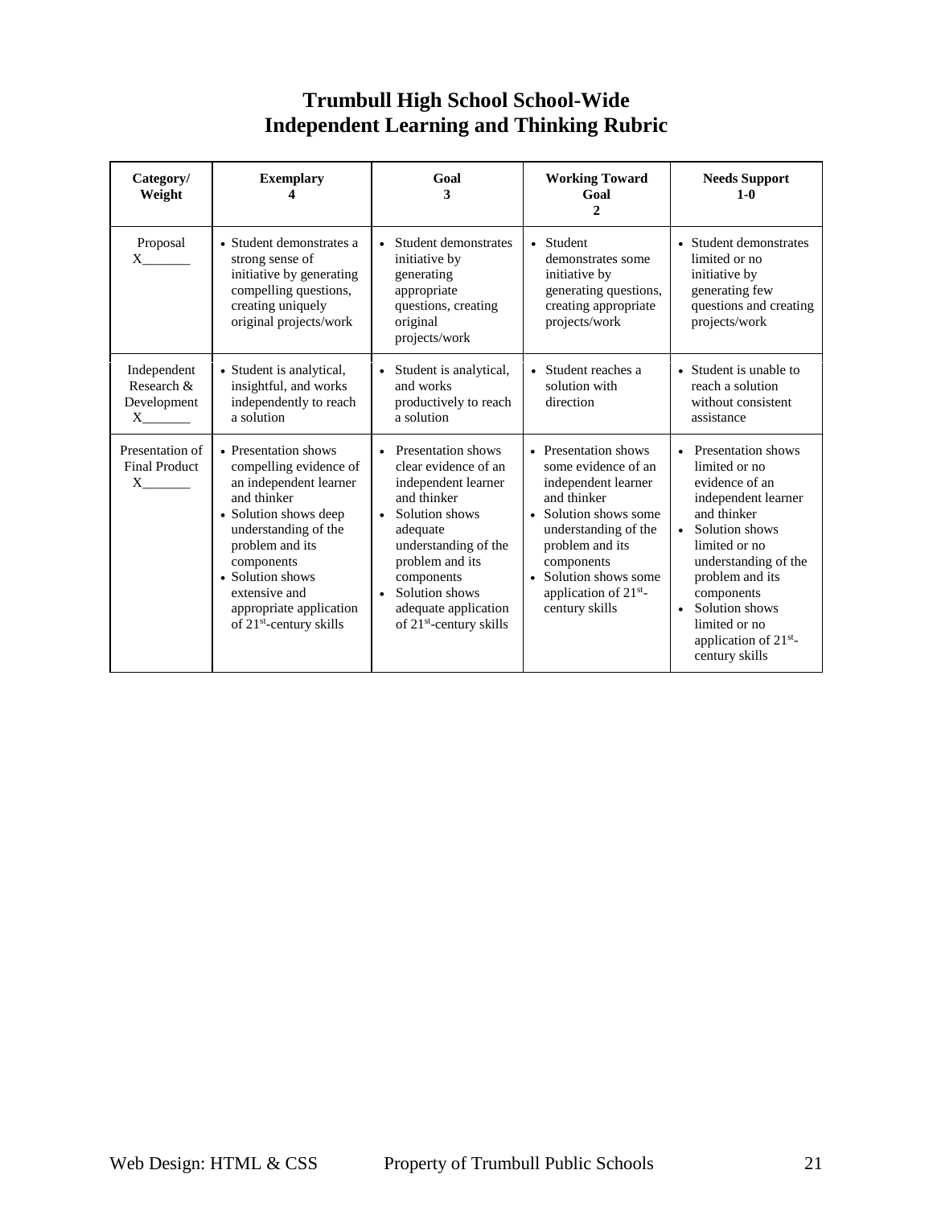# Trumbull High School School-Wide
# Independent Learning and Thinking Rubric

| Category/ Weight | Exemplary 4 | Goal 3 | Working Toward Goal 2 | Needs Support 1-0 |
|---|---|---|---|---|
| Proposal X_______ | • Student demonstrates a strong sense of initiative by generating compelling questions, creating uniquely original projects/work | • Student demonstrates initiative by generating appropriate questions, creating original projects/work | • Student demonstrates some initiative by generating questions, creating appropriate projects/work | • Student demonstrates limited or no initiative by generating few questions and creating projects/work |
| Independent Research & Development X_______ | • Student is analytical, insightful, and works independently to reach a solution | • Student is analytical, and works productively to reach a solution | • Student reaches a solution with direction | • Student is unable to reach a solution without consistent assistance |
| Presentation of Final Product X_______ | • Presentation shows compelling evidence of an independent learner and thinker<br>• Solution shows deep understanding of the problem and its components<br>• Solution shows extensive and appropriate application of 21st-century skills | • Presentation shows clear evidence of an independent learner and thinker<br>• Solution shows adequate understanding of the problem and its components<br>• Solution shows adequate application of 21st-century skills | • Presentation shows some evidence of an independent learner and thinker<br>• Solution shows some understanding of the problem and its components<br>• Solution shows some application of 21st-century skills | • Presentation shows limited or no evidence of an independent learner and thinker<br>• Solution shows limited or no understanding of the problem and its components<br>• Solution shows limited or no application of 21st-century skills |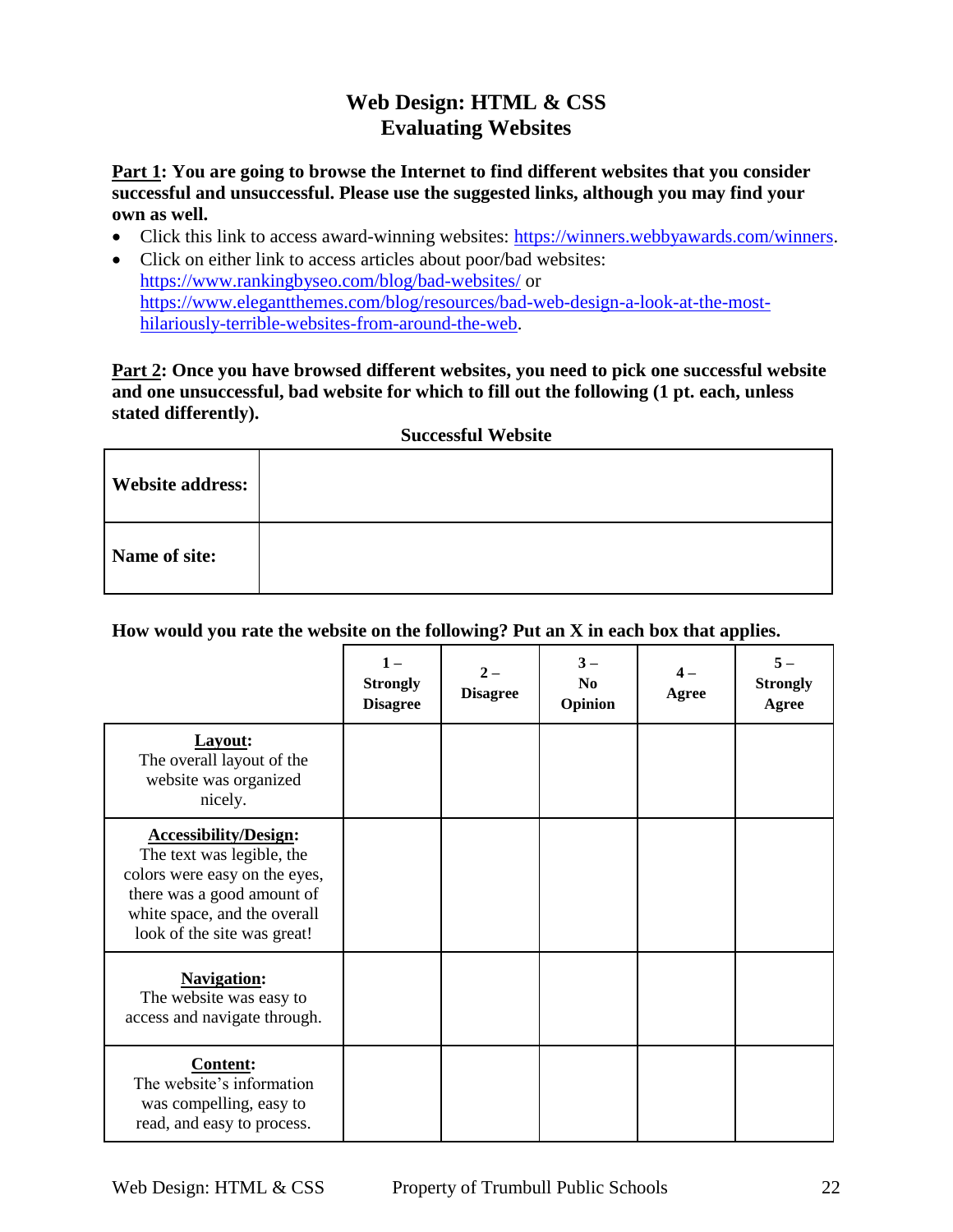# Web Design: HTML & CSS
## Evaluating Websites

**Part 1: You are going to browse the Internet to find different websites that you consider successful and unsuccessful. Please use the suggested links, although you may find your own as well.**

- Click this link to access award-winning websites: https://winners.webbyawards.com/winners.
- Click on either link to access articles about poor/bad websites: https://www.rankingbyseo.com/blog/bad-websites/ or https://www.elegantthemes.com/blog/resources/bad-web-design-a-look-at-the-most-hilariously-terrible-websites-from-around-the-web.

**Part 2: Once you have browsed different websites, you need to pick one successful website and one unsuccessful, bad website for which to fill out the following (1 pt. each, unless stated differently).**

**Successful Website**

| | |
|---|---|
| **Website address:** | |
| **Name of site:** | |

**How would you rate the website on the following? Put an X in each box that applies.**

| | 1 – Strongly Disagree | 2 – Disagree | 3 – No Opinion | 4 – Agree | 5 – Strongly Agree |
|---|---|---|---|---|---|
| **Layout:** The overall layout of the website was organized nicely. | | | | | |
| **Accessibility/Design:** The text was legible, the colors were easy on the eyes, there was a good amount of white space, and the overall look of the site was great! | | | | | |
| **Navigation:** The website was easy to access and navigate through. | | | | | |
| **Content:** The website's information was compelling, easy to read, and easy to process. | | | | | |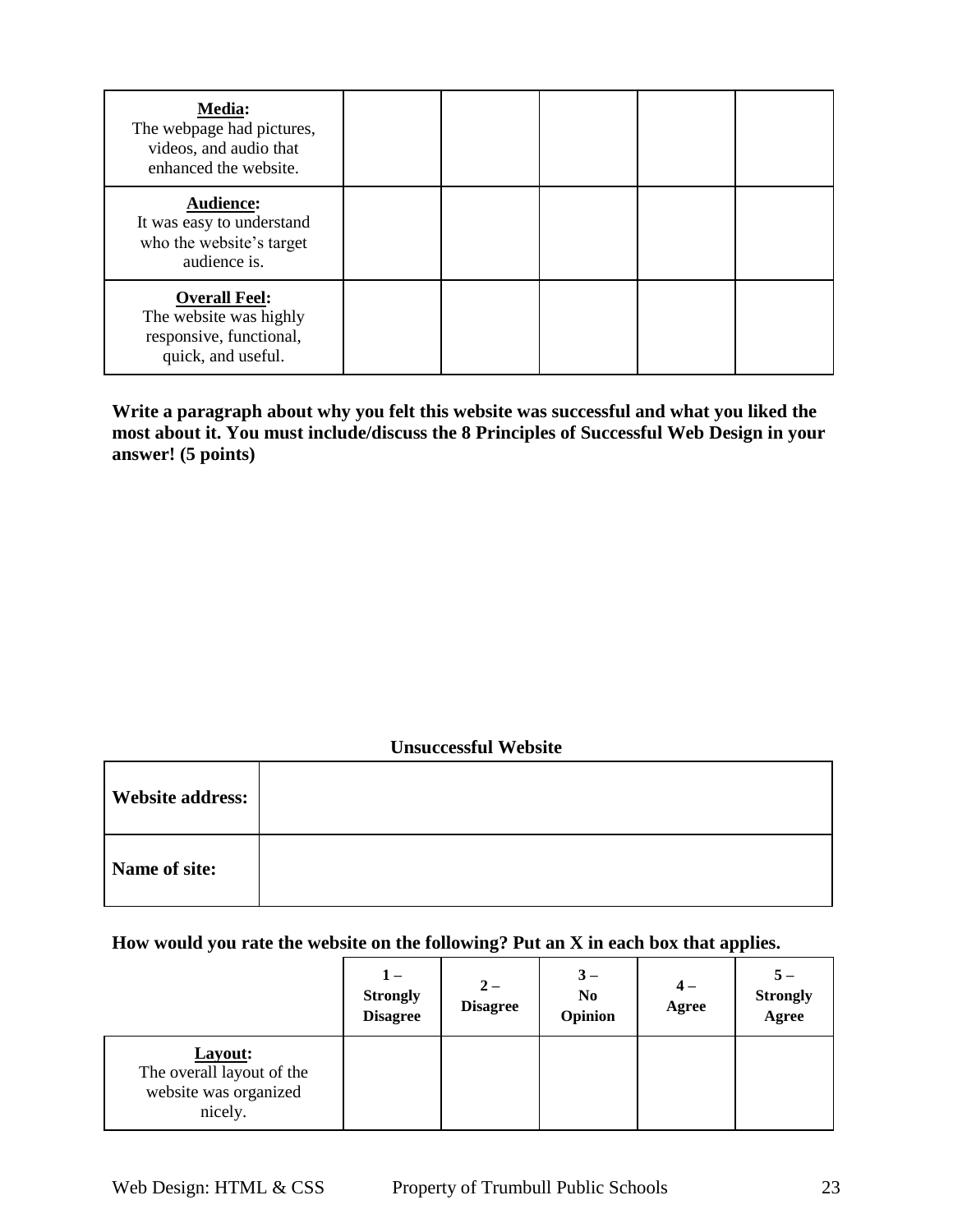| | | | | | |
|---|---|---|---|---|---|
| **Media:** The webpage had pictures, videos, and audio that enhanced the website. | | | | | |
| **Audience:** It was easy to understand who the website's target audience is. | | | | | |
| **Overall Feel:** The website was highly responsive, functional, quick, and useful. | | | | | |

**Write a paragraph about why you felt this website was successful and what you liked the most about it. You must include/discuss the 8 Principles of Successful Web Design in your answer! (5 points)**

**Unsuccessful Website**

| | |
|---|---|
| **Website address:** | |
| **Name of site:** | |

**How would you rate the website on the following? Put an X in each box that applies.**

| | 1 – Strongly Disagree | 2 – Disagree | 3 – No Opinion | 4 – Agree | 5 – Strongly Agree |
|---|---|---|---|---|---|
| **Layout:** The overall layout of the website was organized nicely. | | | | | |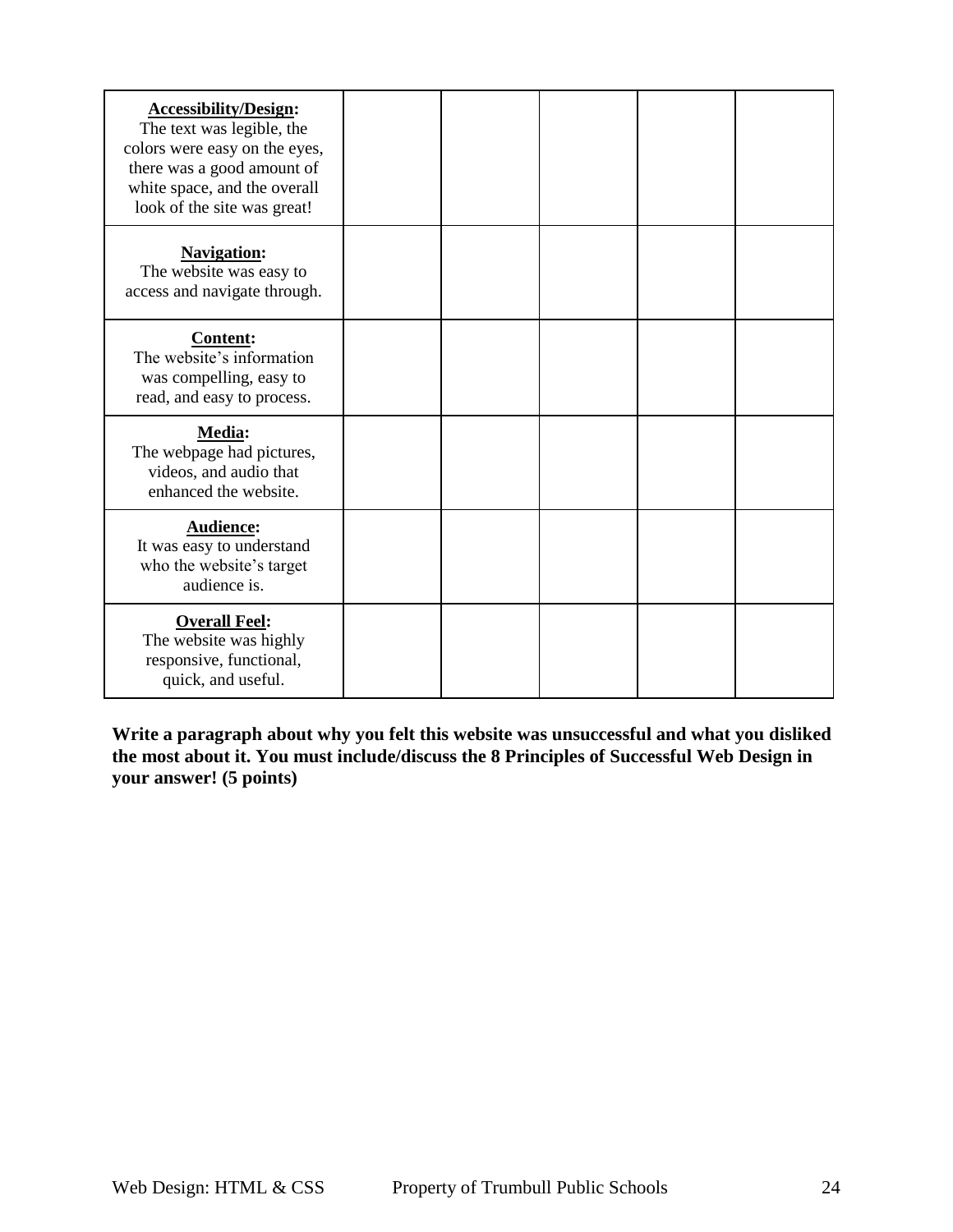| | | | | | |
|---|---|---|---|---|---|
| **Accessibility/Design:** The text was legible, the colors were easy on the eyes, there was a good amount of white space, and the overall look of the site was great! | | | | | |
| **Navigation:** The website was easy to access and navigate through. | | | | | |
| **Content:** The website's information was compelling, easy to read, and easy to process. | | | | | |
| **Media:** The webpage had pictures, videos, and audio that enhanced the website. | | | | | |
| **Audience:** It was easy to understand who the website's target audience is. | | | | | |
| **Overall Feel:** The website was highly responsive, functional, quick, and useful. | | | | | |

**Write a paragraph about why you felt this website was unsuccessful and what you disliked the most about it. You must include/discuss the 8 Principles of Successful Web Design in your answer! (5 points)**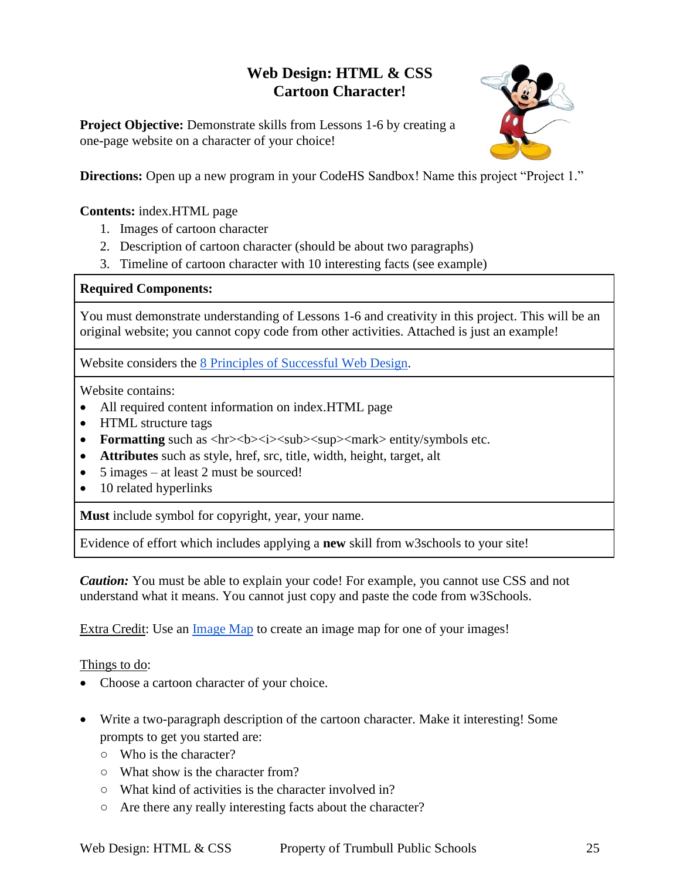# Web Design: HTML & CSS
# Cartoon Character!

**Project Objective:** Demonstrate skills from Lessons 1-6 by creating a one-page website on a character of your choice!

**Directions:** Open up a new program in your CodeHS Sandbox! Name this project "Project 1."

**Contents:** index.HTML page

1. Images of cartoon character
2. Description of cartoon character (should be about two paragraphs)
3. Timeline of cartoon character with 10 interesting facts (see example)

| **Required Components:** |
|---|
| You must demonstrate understanding of Lessons 1-6 and creativity in this project. This will be an original website; you cannot copy code from other activities. Attached is just an example! |
| Website considers the 8 Principles of Successful Web Design. |
| Website contains:<br>• All required content information on index.HTML page<br>• HTML structure tags<br>• **Formatting** such as <hr><b><i><sub><sup><mark> entity/symbols etc.<br>• **Attributes** such as style, href, src, title, width, height, target, alt<br>• 5 images – at least 2 must be sourced!<br>• 10 related hyperlinks |
| **Must** include symbol for copyright, year, your name. |
| Evidence of effort which includes applying a **new** skill from w3schools to your site! |

***Caution:*** You must be able to explain your code! For example, you cannot use CSS and not understand what it means. You cannot just copy and paste the code from w3Schools.

Extra Credit: Use an Image Map to create an image map for one of your images!

Things to do:

- Choose a cartoon character of your choice.
- Write a two-paragraph description of the cartoon character. Make it interesting! Some prompts to get you started are:
  - Who is the character?
  - What show is the character from?
  - What kind of activities is the character involved in?
  - Are there any really interesting facts about the character?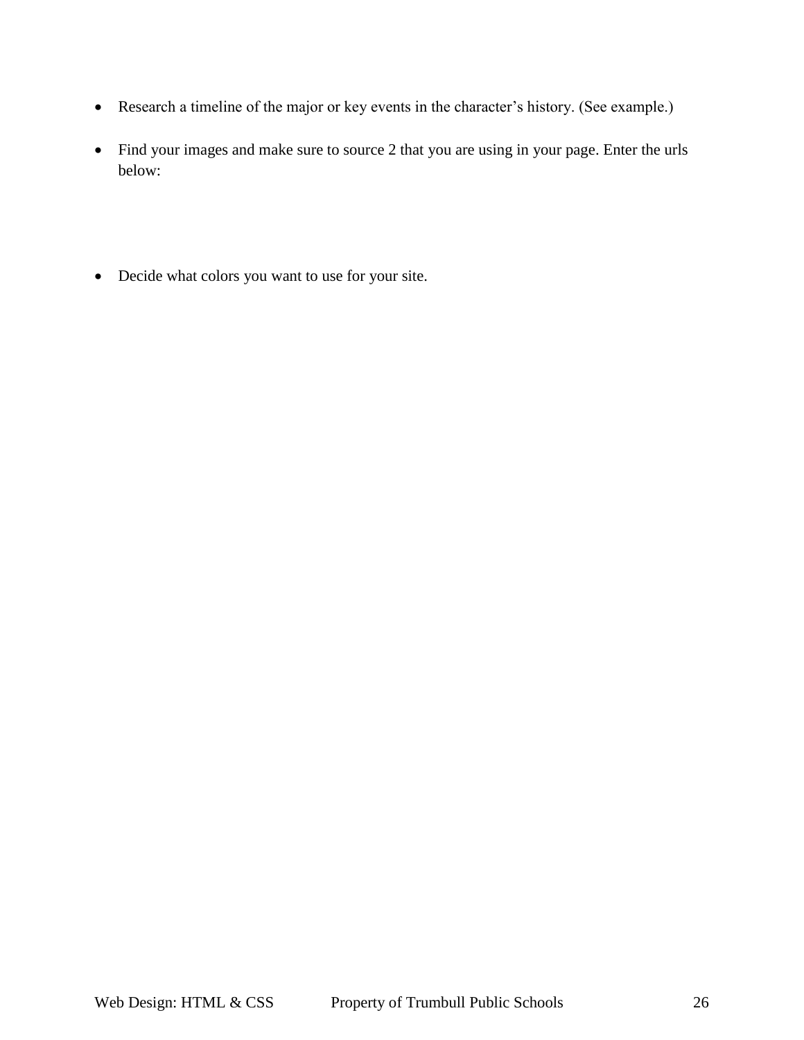- Research a timeline of the major or key events in the character's history. (See example.)

- Find your images and make sure to source 2 that you are using in your page. Enter the urls below:

- Decide what colors you want to use for your site.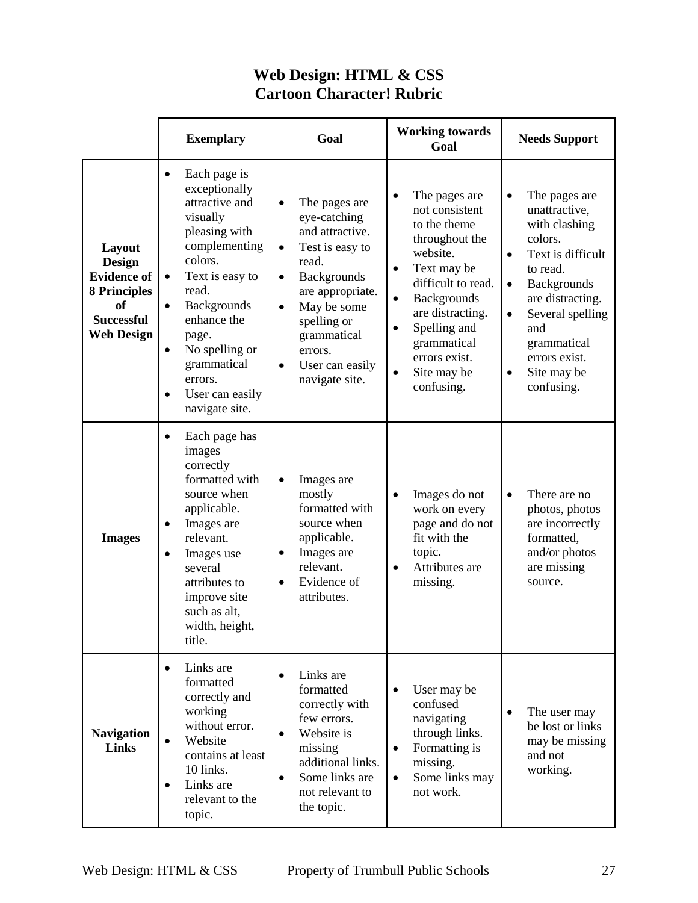# Web Design: HTML & CSS
## Cartoon Character! Rubric

| | Exemplary | Goal | Working towards Goal | Needs Support |
|---|---|---|---|---|
| **Layout Design Evidence of 8 Principles of Successful Web Design** | • Each page is exceptionally attractive and visually pleasing with complementing colors.<br>• Text is easy to read.<br>• Backgrounds enhance the page.<br>• No spelling or grammatical errors.<br>• User can easily navigate site. | • The pages are eye-catching and attractive.<br>• Test is easy to read.<br>• Backgrounds are appropriate.<br>• May be some spelling or grammatical errors.<br>• User can easily navigate site. | • The pages are not consistent to the theme throughout the website.<br>• Text may be difficult to read.<br>• Backgrounds are distracting.<br>• Spelling and grammatical errors exist.<br>• Site may be confusing. | • The pages are unattractive, with clashing colors.<br>• Text is difficult to read.<br>• Backgrounds are distracting.<br>• Several spelling and grammatical errors exist.<br>• Site may be confusing. |
| **Images** | • Each page has images correctly formatted with source when applicable.<br>• Images are relevant.<br>• Images use several attributes to improve site such as alt, width, height, title. | • Images are mostly formatted with source when applicable.<br>• Images are relevant.<br>• Evidence of attributes. | • Images do not work on every page and do not fit with the topic.<br>• Attributes are missing. | • There are no photos, photos are incorrectly formatted, and/or photos are missing source. |
| **Navigation Links** | • Links are formatted correctly and working without error.<br>• Website contains at least 10 links.<br>• Links are relevant to the topic. | • Links are formatted correctly with few errors.<br>• Website is missing additional links.<br>• Some links are not relevant to the topic. | • User may be confused navigating through links.<br>• Formatting is missing.<br>• Some links may not work. | • The user may be lost or links may be missing and not working. |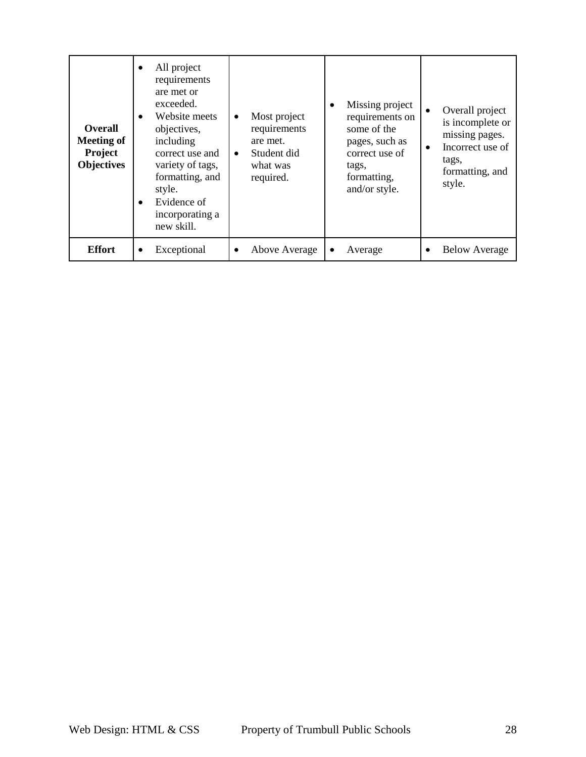| | | | | |
|---|---|---|---|---|
| **Overall Meeting of Project Objectives** | • All project requirements are met or exceeded.<br>• Website meets objectives, including correct use and variety of tags, formatting, and style.<br>• Evidence of incorporating a new skill. | • Most project requirements are met.<br>• Student did what was required. | • Missing project requirements on some of the pages, such as correct use of tags, formatting, and/or style. | • Overall project is incomplete or missing pages.<br>• Incorrect use of tags, formatting, and style. |
| **Effort** | • Exceptional | • Above Average | • Average | • Below Average |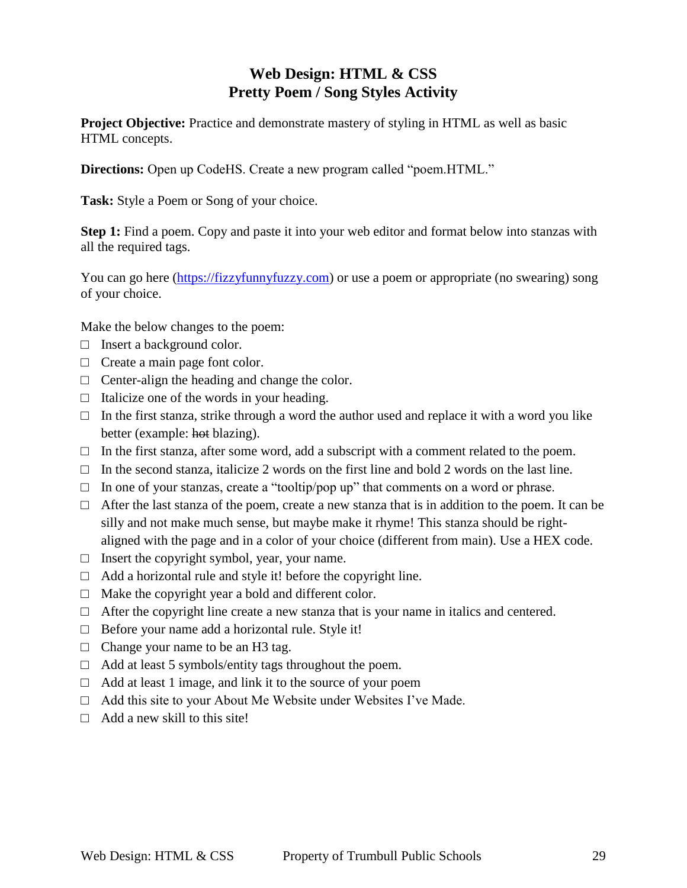# Web Design: HTML & CSS
# Pretty Poem / Song Styles Activity

**Project Objective:** Practice and demonstrate mastery of styling in HTML as well as basic HTML concepts.

**Directions:** Open up CodeHS. Create a new program called "poem.HTML."

**Task:** Style a Poem or Song of your choice.

**Step 1:** Find a poem. Copy and paste it into your web editor and format below into stanzas with all the required tags.

You can go here ([https://fizzyfunnyfuzzy.com](https://fizzyfunnyfuzzy.com)) or use a poem or appropriate (no swearing) song of your choice.

Make the below changes to the poem:

- ☐ Insert a background color.
- ☐ Create a main page font color.
- ☐ Center-align the heading and change the color.
- ☐ Italicize one of the words in your heading.
- ☐ In the first stanza, strike through a word the author used and replace it with a word you like better (example: ~~hot~~ blazing).
- ☐ In the first stanza, after some word, add a subscript with a comment related to the poem.
- ☐ In the second stanza, italicize 2 words on the first line and bold 2 words on the last line.
- ☐ In one of your stanzas, create a "tooltip/pop up" that comments on a word or phrase.
- ☐ After the last stanza of the poem, create a new stanza that is in addition to the poem. It can be silly and not make much sense, but maybe make it rhyme! This stanza should be right-aligned with the page and in a color of your choice (different from main). Use a HEX code.
- ☐ Insert the copyright symbol, year, your name.
- ☐ Add a horizontal rule and style it! before the copyright line.
- ☐ Make the copyright year a bold and different color.
- ☐ After the copyright line create a new stanza that is your name in italics and centered.
- ☐ Before your name add a horizontal rule. Style it!
- ☐ Change your name to be an H3 tag.
- ☐ Add at least 5 symbols/entity tags throughout the poem.
- ☐ Add at least 1 image, and link it to the source of your poem
- ☐ Add this site to your About Me Website under Websites I've Made.
- ☐ Add a new skill to this site!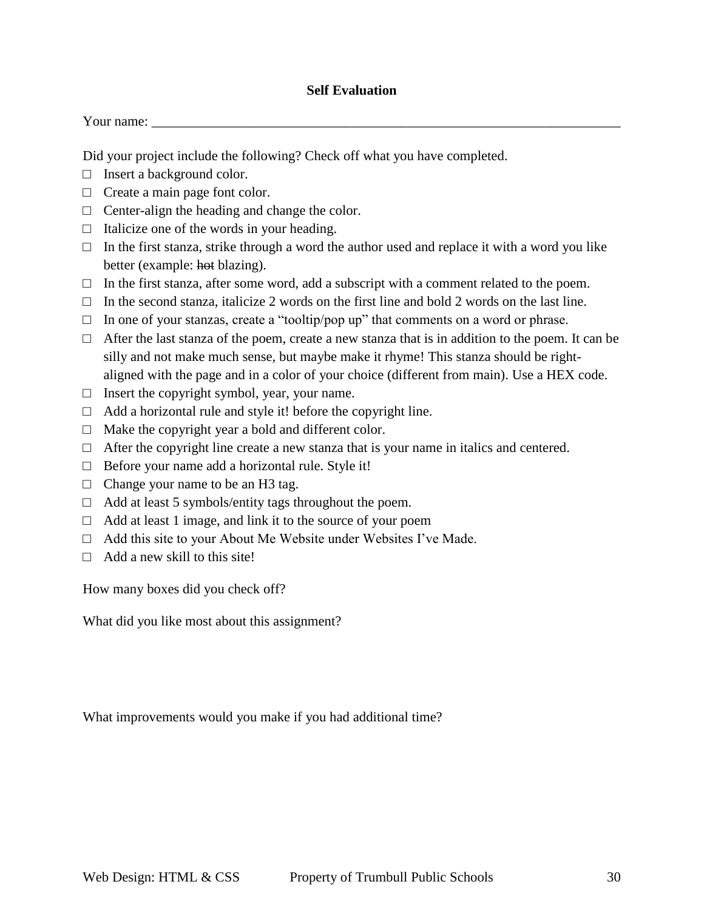**Self Evaluation**

Your name: \_\_\_\_\_\_\_\_\_\_\_\_\_\_\_\_\_\_\_\_\_\_\_\_\_\_\_\_\_\_\_\_\_\_\_\_\_\_\_\_\_\_\_\_\_\_\_\_\_\_\_\_\_\_\_\_\_\_\_\_\_\_\_\_\_\_\_\_

Did your project include the following? Check off what you have completed.

- □ Insert a background color.
- □ Create a main page font color.
- □ Center-align the heading and change the color.
- □ Italicize one of the words in your heading.
- □ In the first stanza, strike through a word the author used and replace it with a word you like better (example: ~~hot~~ blazing).
- □ In the first stanza, after some word, add a subscript with a comment related to the poem.
- □ In the second stanza, italicize 2 words on the first line and bold 2 words on the last line.
- □ In one of your stanzas, create a "tooltip/pop up" that comments on a word or phrase.
- □ After the last stanza of the poem, create a new stanza that is in addition to the poem. It can be silly and not make much sense, but maybe make it rhyme! This stanza should be right-aligned with the page and in a color of your choice (different from main). Use a HEX code.
- □ Insert the copyright symbol, year, your name.
- □ Add a horizontal rule and style it! before the copyright line.
- □ Make the copyright year a bold and different color.
- □ After the copyright line create a new stanza that is your name in italics and centered.
- □ Before your name add a horizontal rule. Style it!
- □ Change your name to be an H3 tag.
- □ Add at least 5 symbols/entity tags throughout the poem.
- □ Add at least 1 image, and link it to the source of your poem
- □ Add this site to your About Me Website under Websites I've Made.
- □ Add a new skill to this site!

How many boxes did you check off?

What did you like most about this assignment?

What improvements would you make if you had additional time?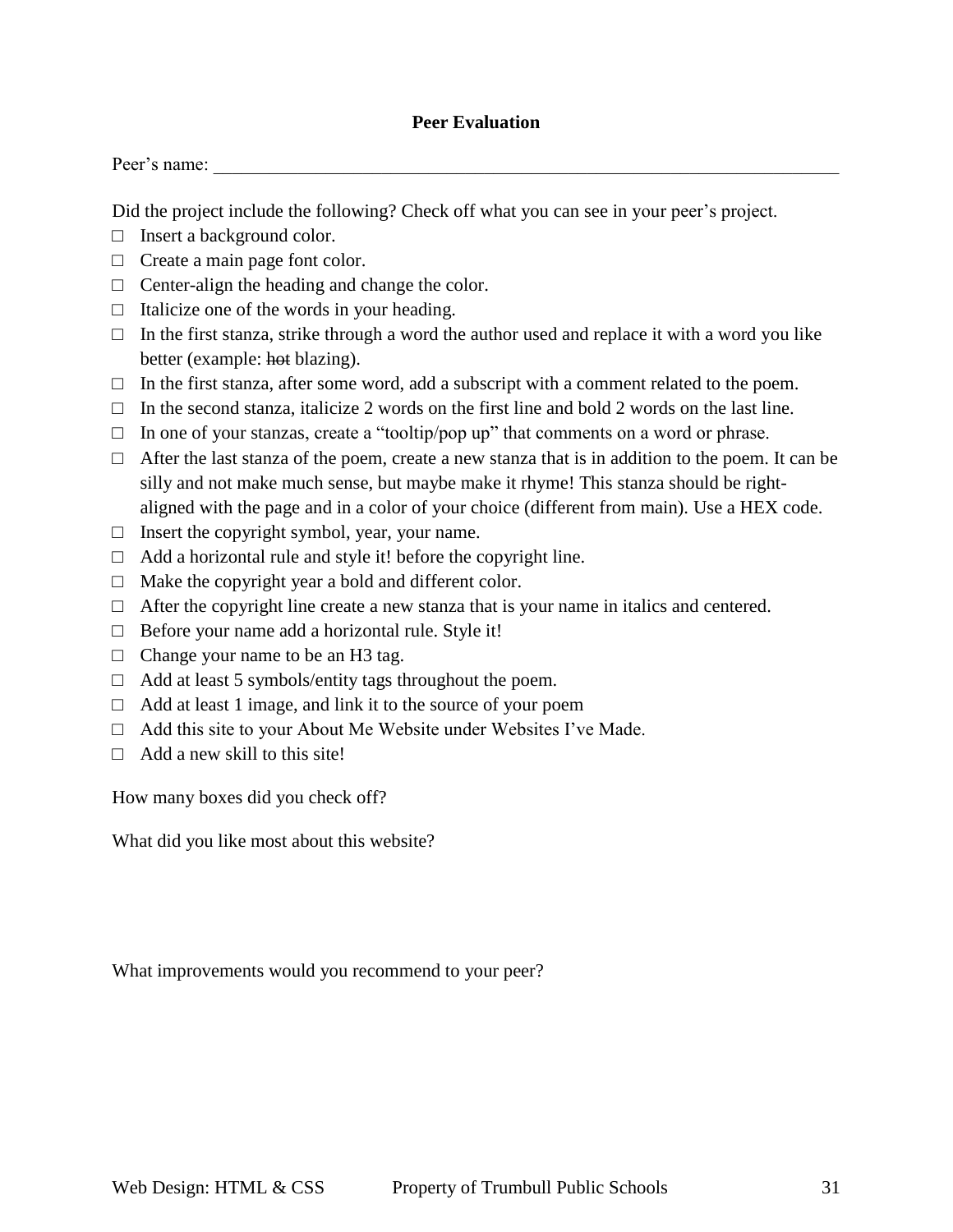**Peer Evaluation**

Peer's name: ___________________________________________________________________

Did the project include the following? Check off what you can see in your peer's project.

- □ Insert a background color.
- □ Create a main page font color.
- □ Center-align the heading and change the color.
- □ Italicize one of the words in your heading.
- □ In the first stanza, strike through a word the author used and replace it with a word you like better (example: ~~hot~~ blazing).
- □ In the first stanza, after some word, add a subscript with a comment related to the poem.
- □ In the second stanza, italicize 2 words on the first line and bold 2 words on the last line.
- □ In one of your stanzas, create a "tooltip/pop up" that comments on a word or phrase.
- □ After the last stanza of the poem, create a new stanza that is in addition to the poem. It can be silly and not make much sense, but maybe make it rhyme! This stanza should be right-aligned with the page and in a color of your choice (different from main). Use a HEX code.
- □ Insert the copyright symbol, year, your name.
- □ Add a horizontal rule and style it! before the copyright line.
- □ Make the copyright year a bold and different color.
- □ After the copyright line create a new stanza that is your name in italics and centered.
- □ Before your name add a horizontal rule. Style it!
- □ Change your name to be an H3 tag.
- □ Add at least 5 symbols/entity tags throughout the poem.
- □ Add at least 1 image, and link it to the source of your poem
- □ Add this site to your About Me Website under Websites I've Made.
- □ Add a new skill to this site!

How many boxes did you check off?

What did you like most about this website?

What improvements would you recommend to your peer?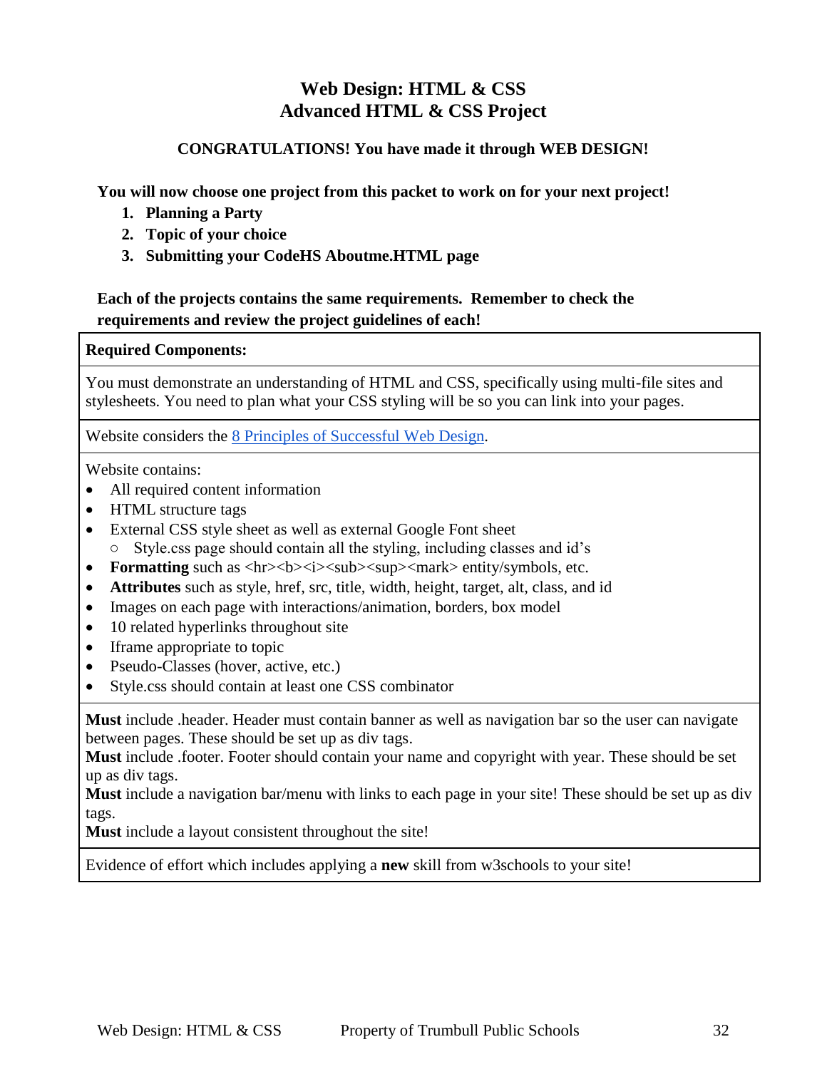# Web Design: HTML & CSS
# Advanced HTML & CSS Project

**CONGRATULATIONS! You have made it through WEB DESIGN!**

**You will now choose one project from this packet to work on for your next project!**

1. **Planning a Party**
2. **Topic of your choice**
3. **Submitting your CodeHS Aboutme.HTML page**

**Each of the projects contains the same requirements. Remember to check the requirements and review the project guidelines of each!**

| **Required Components:** |
| --- |
| You must demonstrate an understanding of HTML and CSS, specifically using multi-file sites and stylesheets. You need to plan what your CSS styling will be so you can link into your pages. |
| Website considers the [8 Principles of Successful Web Design](). |
| Website contains:<br>• All required content information<br>• HTML structure tags<br>• External CSS style sheet as well as external Google Font sheet<br>&nbsp;&nbsp;&nbsp;&nbsp;○ Style.css page should contain all the styling, including classes and id's<br>• **Formatting** such as &lt;hr&gt;&lt;b&gt;&lt;i&gt;&lt;sub&gt;&lt;sup&gt;&lt;mark&gt; entity/symbols, etc.<br>• **Attributes** such as style, href, src, title, width, height, target, alt, class, and id<br>• Images on each page with interactions/animation, borders, box model<br>• 10 related hyperlinks throughout site<br>• Iframe appropriate to topic<br>• Pseudo-Classes (hover, active, etc.)<br>• Style.css should contain at least one CSS combinator |
| **Must** include .header. Header must contain banner as well as navigation bar so the user can navigate between pages. These should be set up as div tags.<br>**Must** include .footer. Footer should contain your name and copyright with year. These should be set up as div tags.<br>**Must** include a navigation bar/menu with links to each page in your site! These should be set up as div tags.<br>**Must** include a layout consistent throughout the site! |
| Evidence of effort which includes applying a **new** skill from w3schools to your site! |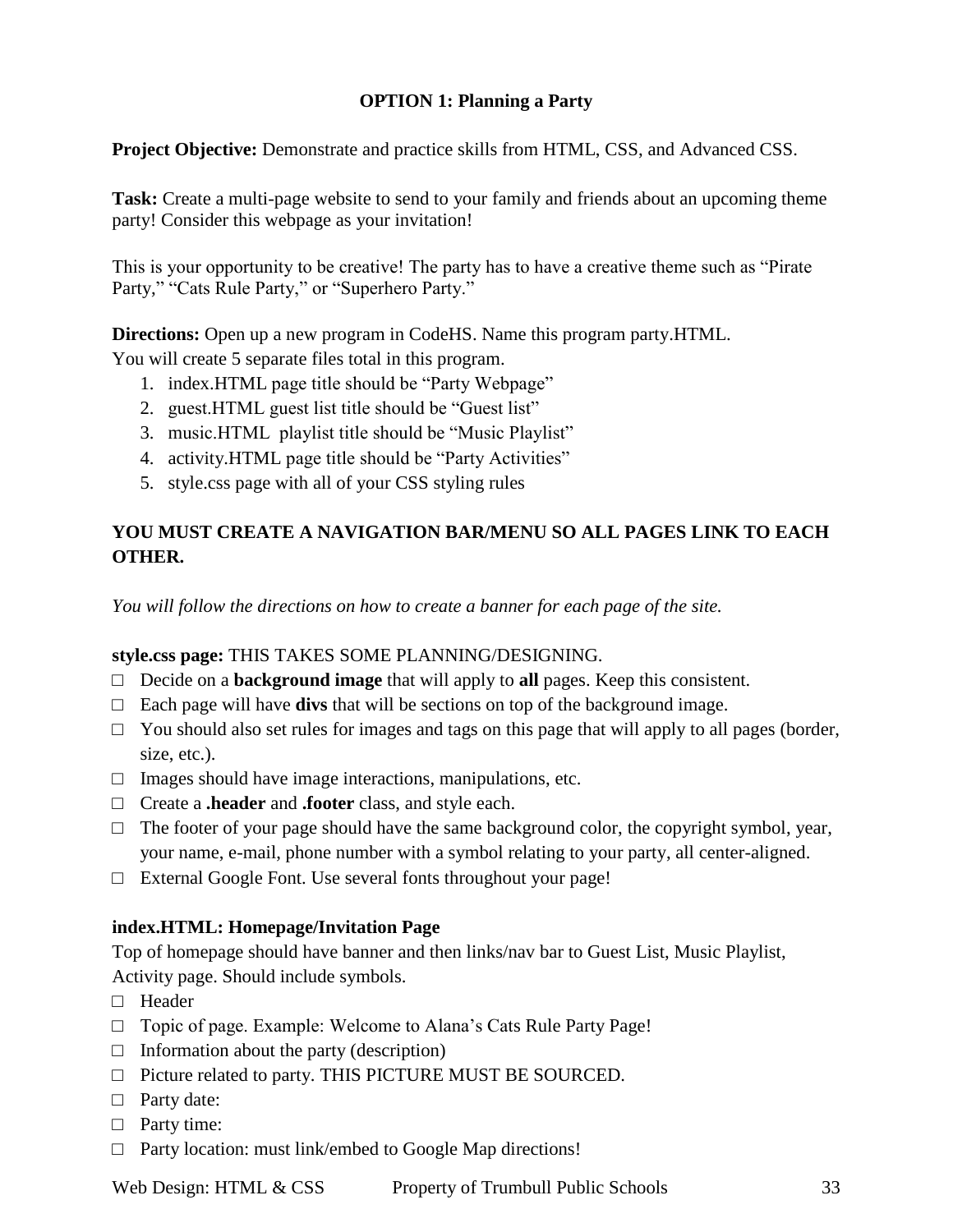## OPTION 1: Planning a Party

**Project Objective:** Demonstrate and practice skills from HTML, CSS, and Advanced CSS.

**Task:** Create a multi-page website to send to your family and friends about an upcoming theme party! Consider this webpage as your invitation!

This is your opportunity to be creative! The party has to have a creative theme such as "Pirate Party," "Cats Rule Party," or "Superhero Party."

**Directions:** Open up a new program in CodeHS. Name this program party.HTML.
You will create 5 separate files total in this program.

1. index.HTML page title should be "Party Webpage"
2. guest.HTML guest list title should be "Guest list"
3. music.HTML playlist title should be "Music Playlist"
4. activity.HTML page title should be "Party Activities"
5. style.css page with all of your CSS styling rules

### YOU MUST CREATE A NAVIGATION BAR/MENU SO ALL PAGES LINK TO EACH OTHER.

*You will follow the directions on how to create a banner for each page of the site.*

**style.css page:** THIS TAKES SOME PLANNING/DESIGNING.

- □ Decide on a **background image** that will apply to **all** pages. Keep this consistent.
- □ Each page will have **divs** that will be sections on top of the background image.
- □ You should also set rules for images and tags on this page that will apply to all pages (border, size, etc.).
- □ Images should have image interactions, manipulations, etc.
- □ Create a **.header** and **.footer** class, and style each.
- □ The footer of your page should have the same background color, the copyright symbol, year, your name, e-mail, phone number with a symbol relating to your party, all center-aligned.
- □ External Google Font. Use several fonts throughout your page!

**index.HTML: Homepage/Invitation Page**

Top of homepage should have banner and then links/nav bar to Guest List, Music Playlist, Activity page. Should include symbols.

- □ Header
- □ Topic of page. Example: Welcome to Alana's Cats Rule Party Page!
- □ Information about the party (description)
- □ Picture related to party. THIS PICTURE MUST BE SOURCED.
- □ Party date:
- □ Party time:
- □ Party location: must link/embed to Google Map directions!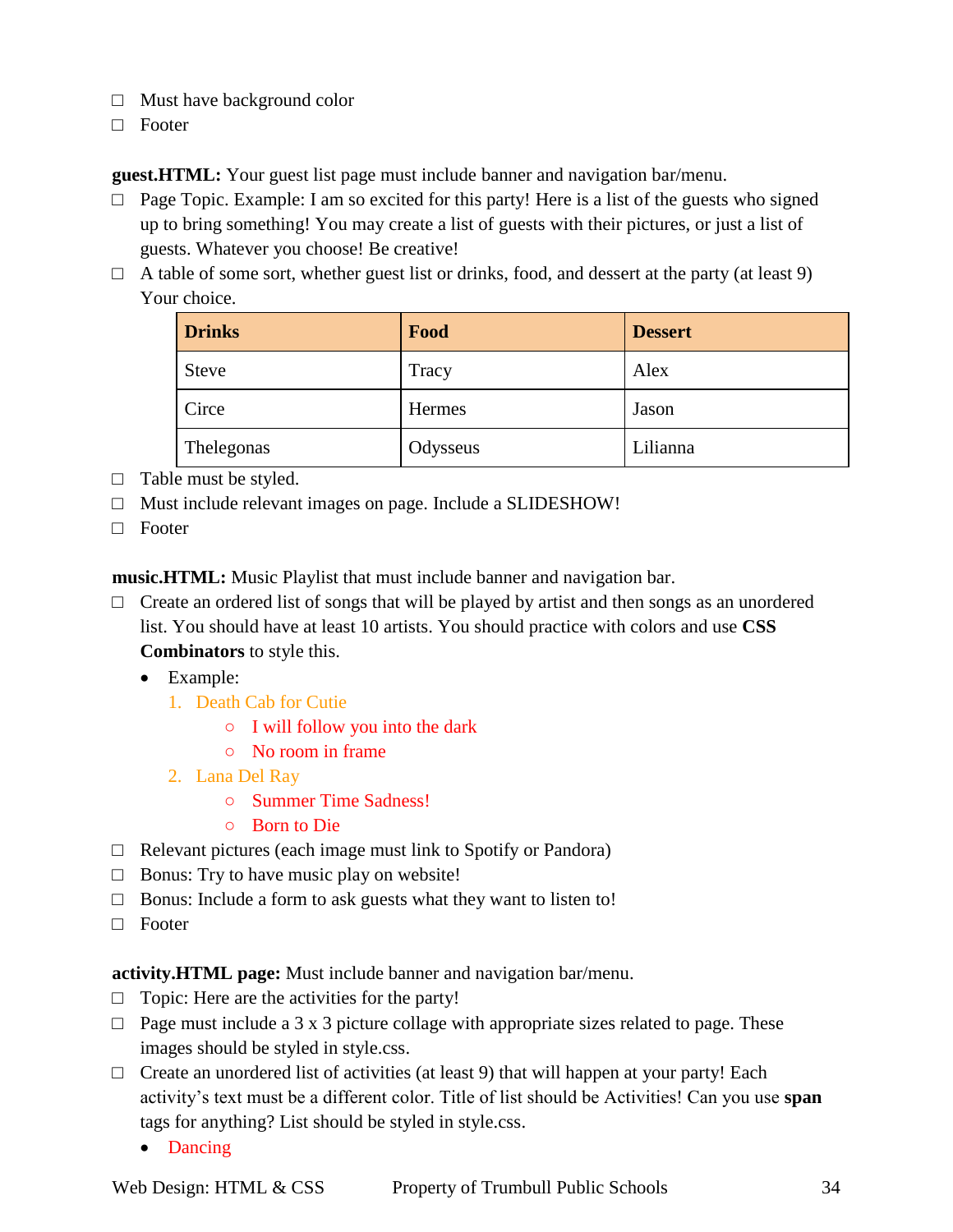- ☐ Must have background color
- ☐ Footer

**guest.HTML:** Your guest list page must include banner and navigation bar/menu.

- ☐ Page Topic. Example: I am so excited for this party! Here is a list of the guests who signed up to bring something! You may create a list of guests with their pictures, or just a list of guests. Whatever you choose! Be creative!
- ☐ A table of some sort, whether guest list or drinks, food, and dessert at the party (at least 9) Your choice.

| Drinks | Food | Dessert |
|---|---|---|
| Steve | Tracy | Alex |
| Circe | Hermes | Jason |
| Thelegonas | Odysseus | Lilianna |

- ☐ Table must be styled.
- ☐ Must include relevant images on page. Include a SLIDESHOW!
- ☐ Footer

**music.HTML:** Music Playlist that must include banner and navigation bar.

- ☐ Create an ordered list of songs that will be played by artist and then songs as an unordered list. You should have at least 10 artists. You should practice with colors and use **CSS Combinators** to style this.
  - Example:
    1. Death Cab for Cutie
       - I will follow you into the dark
       - No room in frame
    2. Lana Del Ray
       - Summer Time Sadness!
       - Born to Die
- ☐ Relevant pictures (each image must link to Spotify or Pandora)
- ☐ Bonus: Try to have music play on website!
- ☐ Bonus: Include a form to ask guests what they want to listen to!
- ☐ Footer

**activity.HTML page:** Must include banner and navigation bar/menu.

- ☐ Topic: Here are the activities for the party!
- ☐ Page must include a 3 x 3 picture collage with appropriate sizes related to page. These images should be styled in style.css.
- ☐ Create an unordered list of activities (at least 9) that will happen at your party! Each activity's text must be a different color. Title of list should be Activities! Can you use **span** tags for anything? List should be styled in style.css.
  - Dancing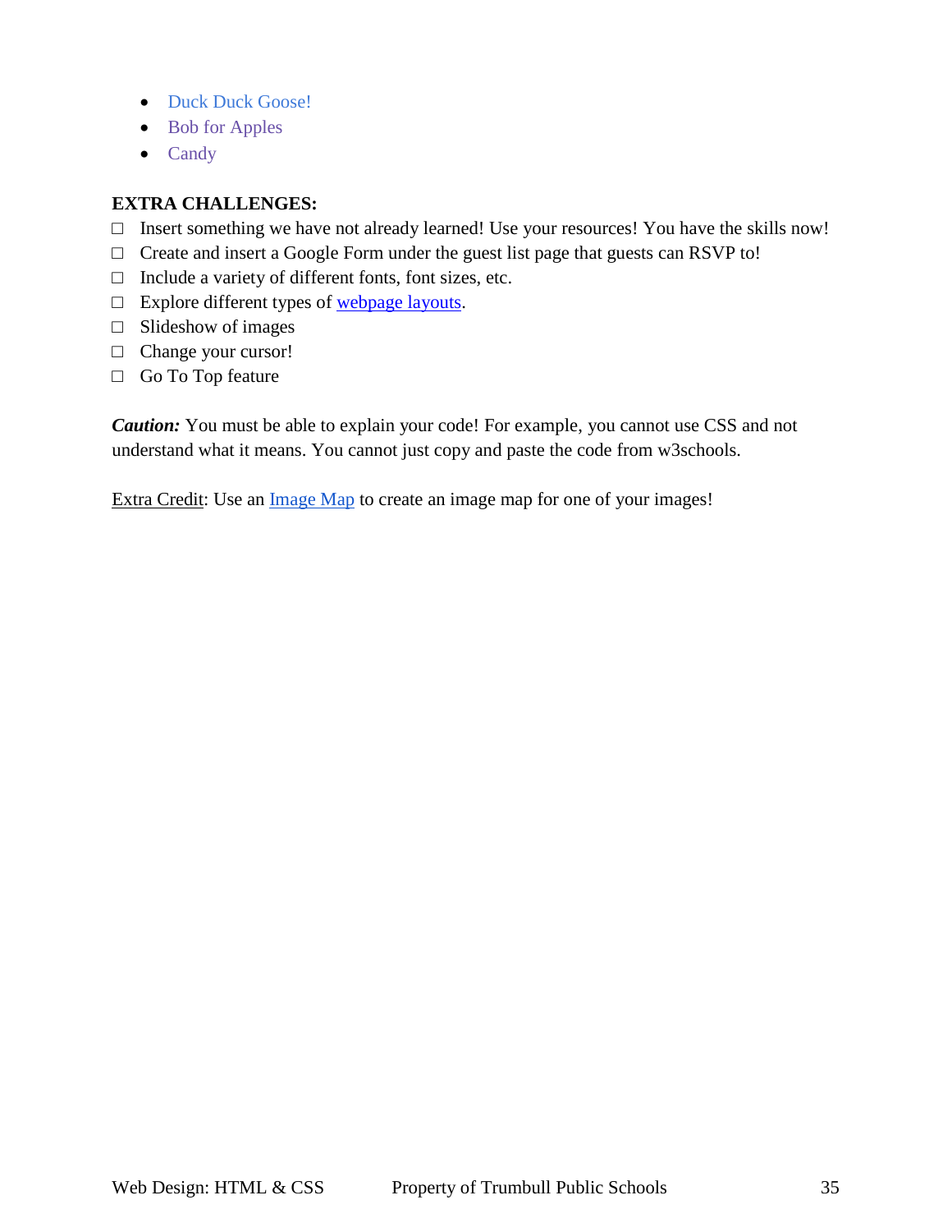- Duck Duck Goose!
- Bob for Apples
- Candy

**EXTRA CHALLENGES:**

- ☐ Insert something we have not already learned! Use your resources! You have the skills now!
- ☐ Create and insert a Google Form under the guest list page that guests can RSVP to!
- ☐ Include a variety of different fonts, font sizes, etc.
- ☐ Explore different types of webpage layouts.
- ☐ Slideshow of images
- ☐ Change your cursor!
- ☐ Go To Top feature

***Caution:*** You must be able to explain your code! For example, you cannot use CSS and not understand what it means. You cannot just copy and paste the code from w3schools.

Extra Credit: Use an Image Map to create an image map for one of your images!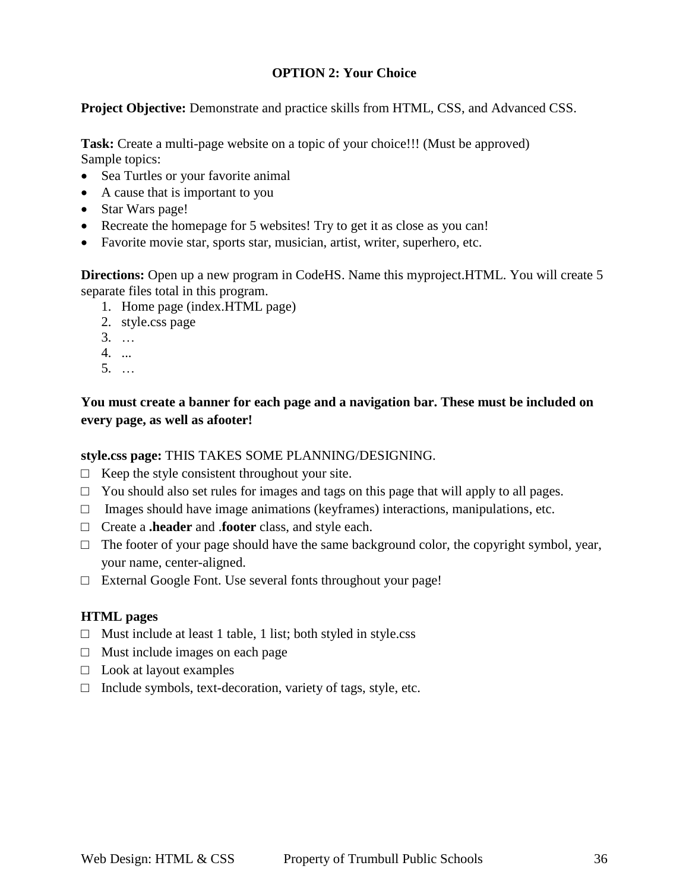**OPTION 2: Your Choice**

**Project Objective:** Demonstrate and practice skills from HTML, CSS, and Advanced CSS.

**Task:** Create a multi-page website on a topic of your choice!!! (Must be approved)
Sample topics:

- Sea Turtles or your favorite animal
- A cause that is important to you
- Star Wars page!
- Recreate the homepage for 5 websites! Try to get it as close as you can!
- Favorite movie star, sports star, musician, artist, writer, superhero, etc.

**Directions:** Open up a new program in CodeHS. Name this myproject.HTML. You will create 5 separate files total in this program.

1. Home page (index.HTML page)
2. style.css page
3. …
4. ...
5. …

**You must create a banner for each page and a navigation bar. These must be included on every page, as well as afooter!**

**style.css page:** THIS TAKES SOME PLANNING/DESIGNING.

- □ Keep the style consistent throughout your site.
- □ You should also set rules for images and tags on this page that will apply to all pages.
- □ Images should have image animations (keyframes) interactions, manipulations, etc.
- □ Create a **.header** and .**footer** class, and style each.
- □ The footer of your page should have the same background color, the copyright symbol, year, your name, center-aligned.
- □ External Google Font. Use several fonts throughout your page!

**HTML pages**

- □ Must include at least 1 table, 1 list; both styled in style.css
- □ Must include images on each page
- □ Look at layout examples
- □ Include symbols, text-decoration, variety of tags, style, etc.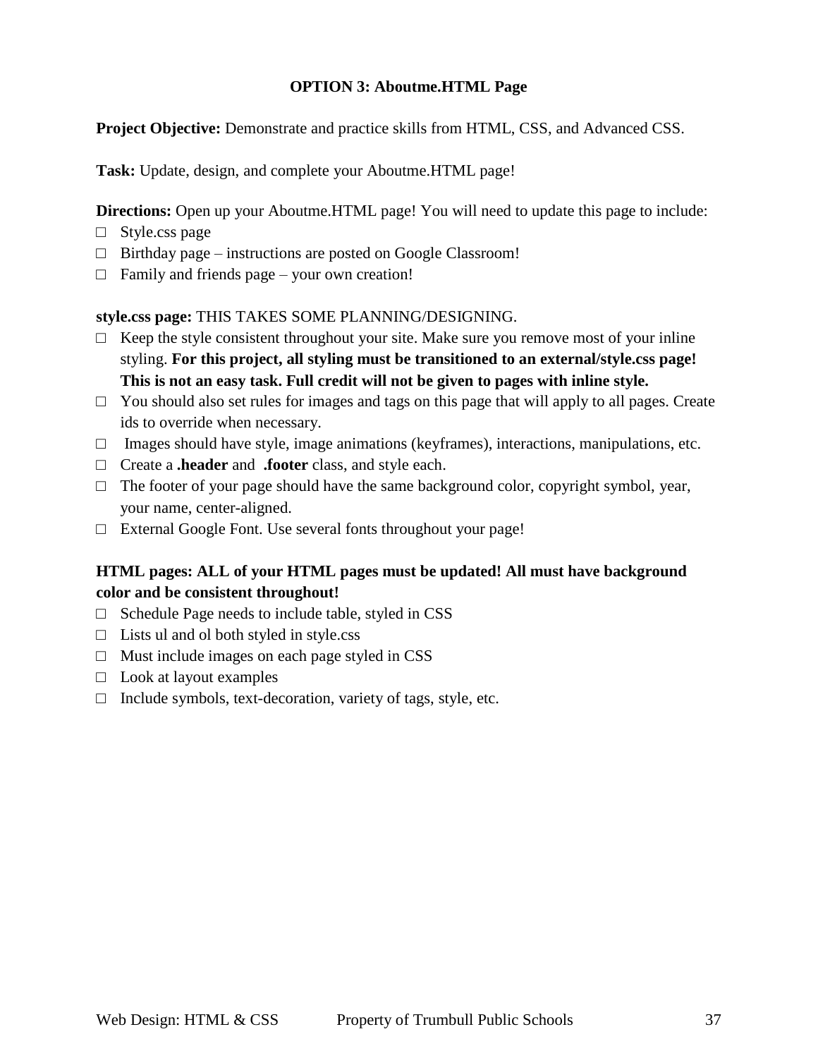### OPTION 3: Aboutme.HTML Page

**Project Objective:** Demonstrate and practice skills from HTML, CSS, and Advanced CSS.

**Task:** Update, design, and complete your Aboutme.HTML page!

**Directions:** Open up your Aboutme.HTML page! You will need to update this page to include:

- □ Style.css page
- □ Birthday page – instructions are posted on Google Classroom!
- □ Family and friends page – your own creation!

**style.css page:** THIS TAKES SOME PLANNING/DESIGNING.

- □ Keep the style consistent throughout your site. Make sure you remove most of your inline styling. **For this project, all styling must be transitioned to an external/style.css page! This is not an easy task. Full credit will not be given to pages with inline style.**
- □ You should also set rules for images and tags on this page that will apply to all pages. Create ids to override when necessary.
- □ Images should have style, image animations (keyframes), interactions, manipulations, etc.
- □ Create a **.header** and **.footer** class, and style each.
- □ The footer of your page should have the same background color, copyright symbol, year, your name, center-aligned.
- □ External Google Font. Use several fonts throughout your page!

**HTML pages: ALL of your HTML pages must be updated! All must have background color and be consistent throughout!**

- □ Schedule Page needs to include table, styled in CSS
- □ Lists ul and ol both styled in style.css
- □ Must include images on each page styled in CSS
- □ Look at layout examples
- □ Include symbols, text-decoration, variety of tags, style, etc.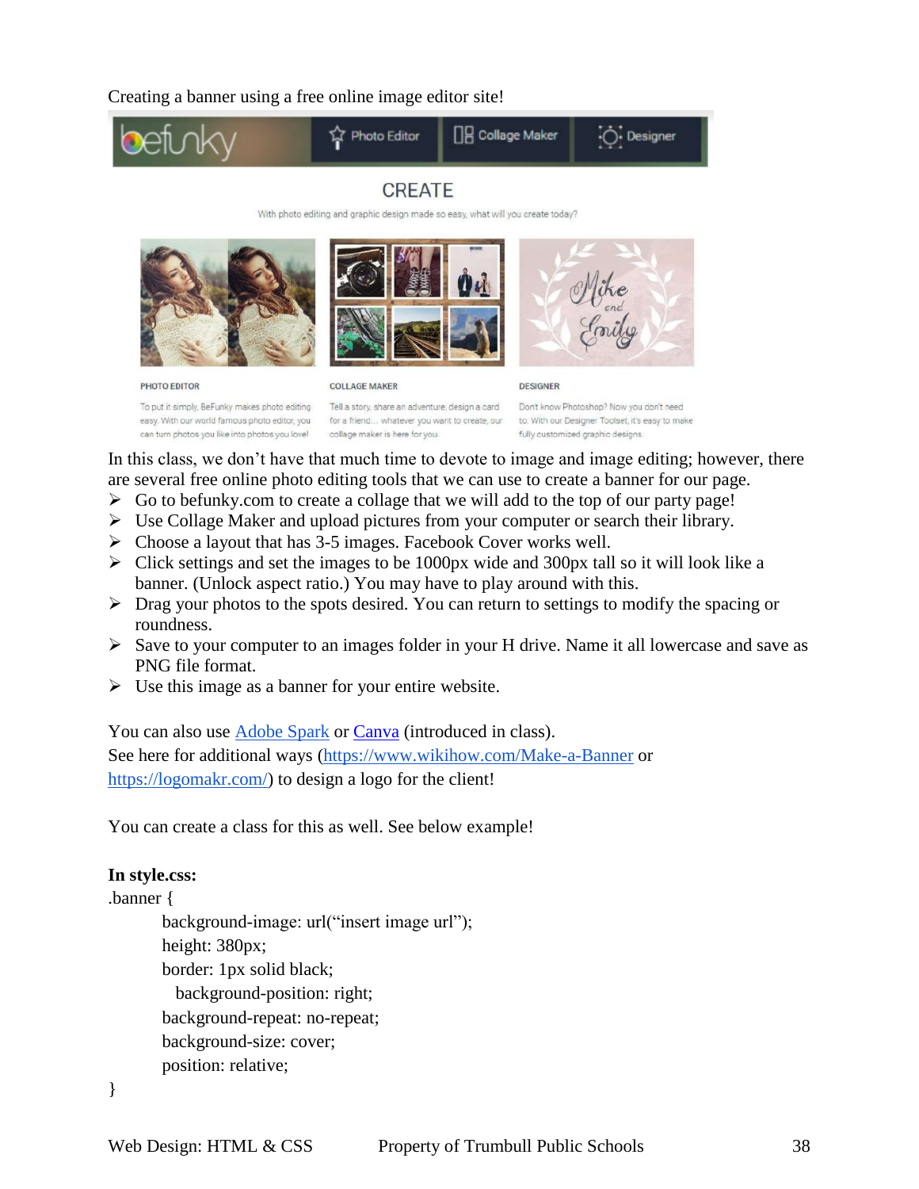Creating a banner using a free online image editor site!

In this class, we don't have that much time to devote to image and image editing; however, there are several free online photo editing tools that we can use to create a banner for our page.

- Go to befunky.com to create a collage that we will add to the top of our party page!
- Use Collage Maker and upload pictures from your computer or search their library.
- Choose a layout that has 3-5 images. Facebook Cover works well.
- Click settings and set the images to be 1000px wide and 300px tall so it will look like a banner. (Unlock aspect ratio.) You may have to play around with this.
- Drag your photos to the spots desired. You can return to settings to modify the spacing or roundness.
- Save to your computer to an images folder in your H drive. Name it all lowercase and save as PNG file format.
- Use this image as a banner for your entire website.

You can also use Adobe Spark or Canva (introduced in class).
See here for additional ways (https://www.wikihow.com/Make-a-Banner or https://logomakr.com/) to design a logo for the client!

You can create a class for this as well. See below example!

**In style.css:**

```
.banner {
        background-image: url("insert image url");
        height: 380px;
        border: 1px solid black;
          background-position: right;
        background-repeat: no-repeat;
        background-size: cover;
        position: relative;
}
```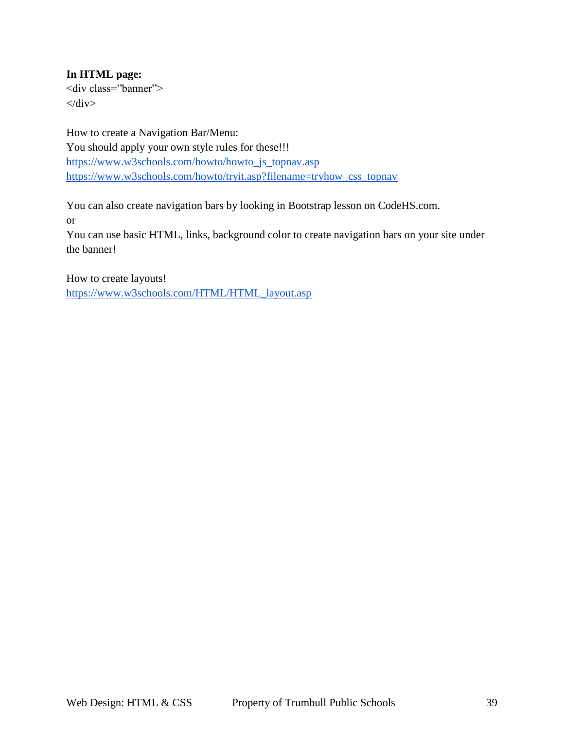**In HTML page:**

<div class="banner">
</div>

How to create a Navigation Bar/Menu:
You should apply your own style rules for these!!!
https://www.w3schools.com/howto/howto_js_topnav.asp
https://www.w3schools.com/howto/tryit.asp?filename=tryhow_css_topnav

You can also create navigation bars by looking in Bootstrap lesson on CodeHS.com.
or
You can use basic HTML, links, background color to create navigation bars on your site under the banner!

How to create layouts!
https://www.w3schools.com/HTML/HTML_layout.asp